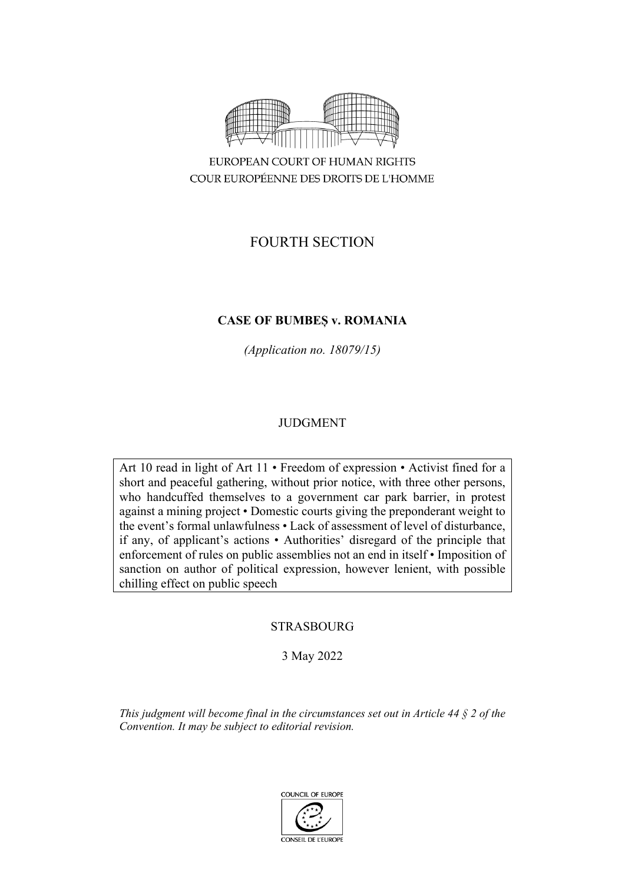EUROPEAN COURT OF HUMAN RIGHTS

COUR EUROPÉENNE DES DROITS DE L'HOMME

FOURTH SECTION

**CASE OF BUMBEȘ v. ROMANIA**

*(Application no. 18079/15)*

JUDGMENT

Art 10 read in light of Art 11 • Freedom of expression • Activist fined for a short and peaceful gathering, without prior notice, with three other persons, who handcuffed themselves to a government car park barrier, in protest against a mining project • Domestic courts giving the preponderant weight to the event's formal unlawfulness • Lack of assessment of level of disturbance, if any, of applicant's actions • Authorities' disregard of the principle that enforcement of rules on public assemblies not an end in itself • Imposition of sanction on author of political expression, however lenient, with possible chilling effect on public speech

STRASBOURG

3 May 2022

*This judgment will become final in the circumstances set out in Article 44 § 2 of the Convention. It may be subject to editorial revision.*

COUNCIL OF EUROPE

CONSEIL DE L'EUROPE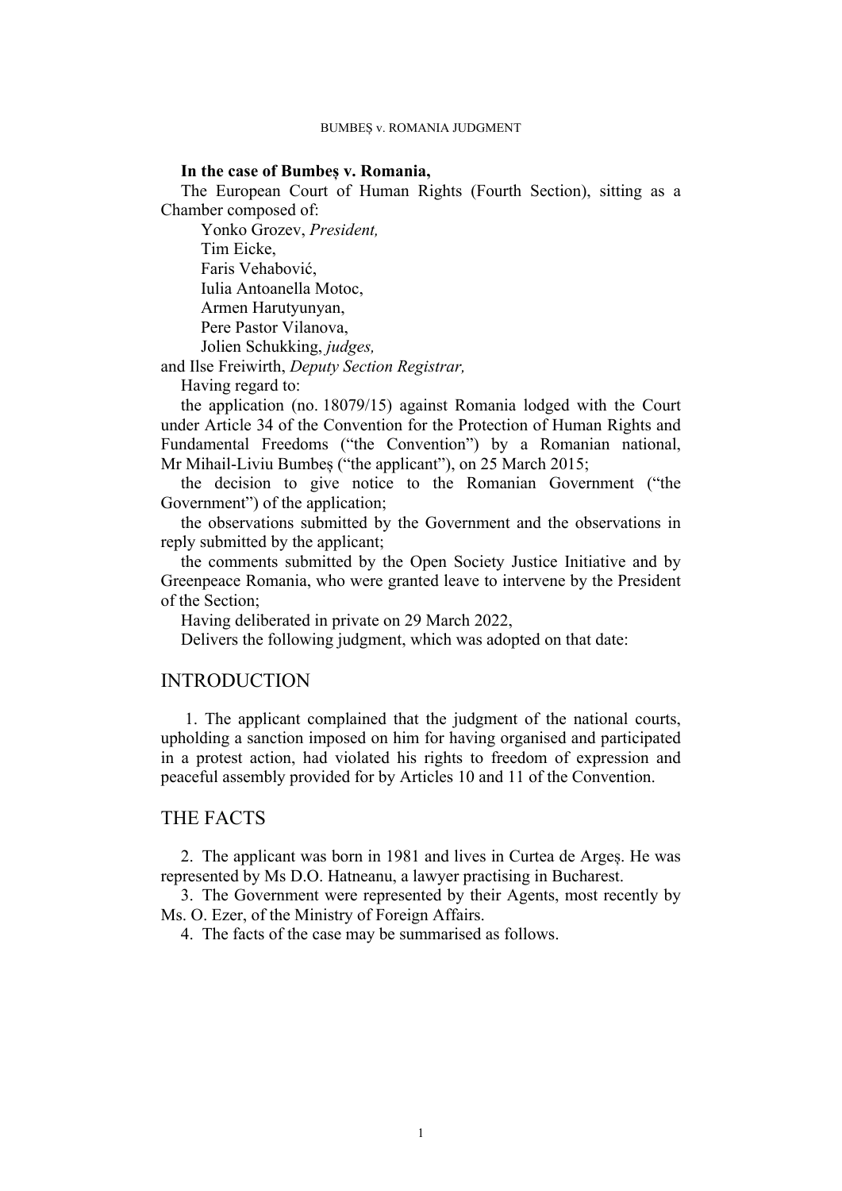**In the case of Bumbeș v. Romania,**

The European Court of Human Rights (Fourth Section), sitting as a Chamber composed of:

Yonko Grozev, *President,*
Tim Eicke,
Faris Vehabović,
Iulia Antoanella Motoc,
Armen Harutyunyan,
Pere Pastor Vilanova,
Jolien Schukking, *judges,*
and Ilse Freiwirth, *Deputy Section Registrar,*

Having regard to:

the application (no. 18079/15) against Romania lodged with the Court under Article 34 of the Convention for the Protection of Human Rights and Fundamental Freedoms ("the Convention") by a Romanian national, Mr Mihail-Liviu Bumbeș ("the applicant"), on 25 March 2015;

the decision to give notice to the Romanian Government ("the Government") of the application;

the observations submitted by the Government and the observations in reply submitted by the applicant;

the comments submitted by the Open Society Justice Initiative and by Greenpeace Romania, who were granted leave to intervene by the President of the Section;

Having deliberated in private on 29 March 2022,

Delivers the following judgment, which was adopted on that date:

# INTRODUCTION

1. The applicant complained that the judgment of the national courts, upholding a sanction imposed on him for having organised and participated in a protest action, had violated his rights to freedom of expression and peaceful assembly provided for by Articles 10 and 11 of the Convention.

# THE FACTS

2. The applicant was born in 1981 and lives in Curtea de Argeș. He was represented by Ms D.O. Hatneanu, a lawyer practising in Bucharest.

3. The Government were represented by their Agents, most recently by Ms. O. Ezer, of the Ministry of Foreign Affairs.

4. The facts of the case may be summarised as follows.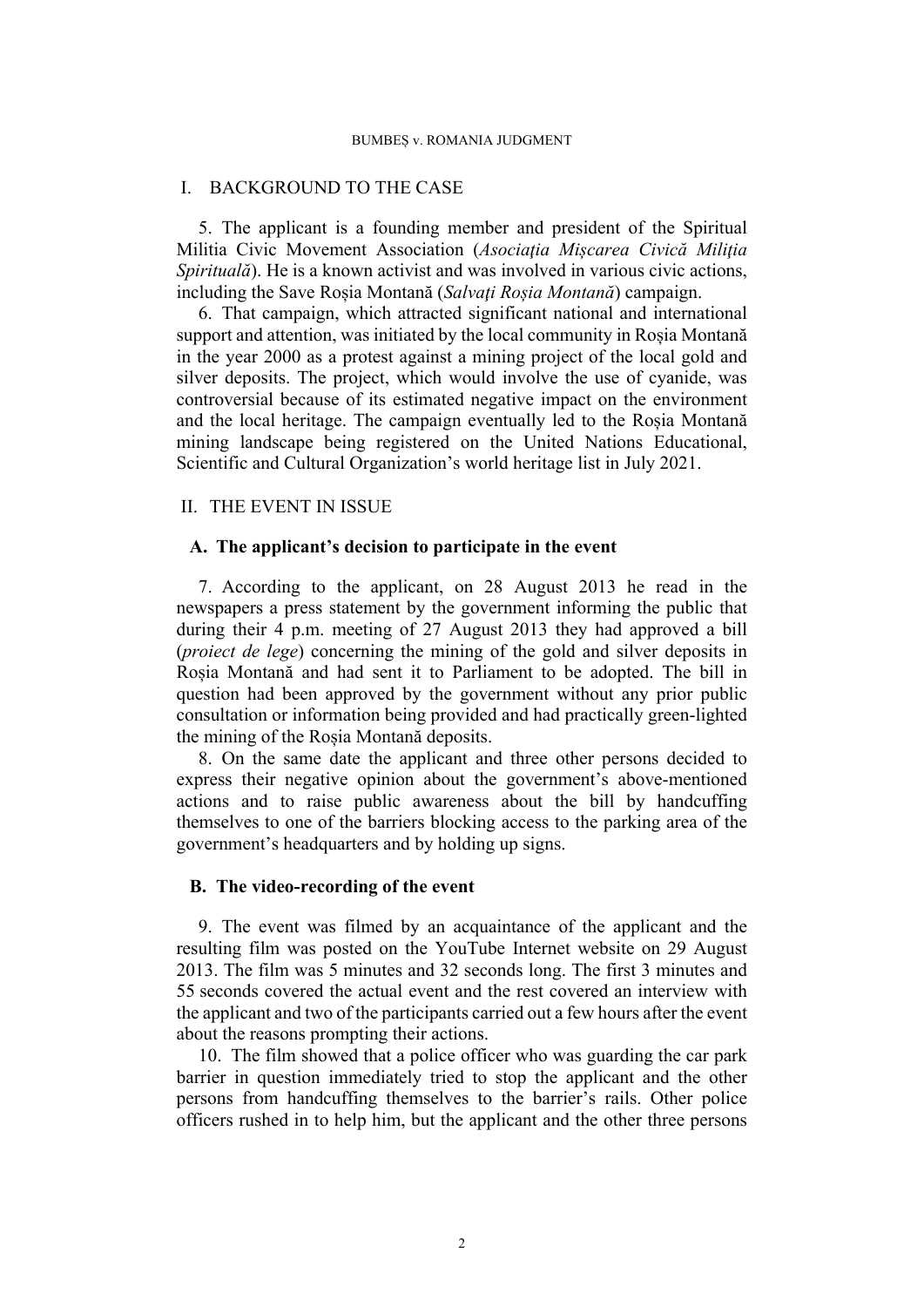## I. BACKGROUND TO THE CASE

5. The applicant is a founding member and president of the Spiritual Militia Civic Movement Association (*Asociaţia Mişcarea Civică Miliţia Spirituală*). He is a known activist and was involved in various civic actions, including the Save Roșia Montană (*Salvați Roșia Montană*) campaign.

6. That campaign, which attracted significant national and international support and attention, was initiated by the local community in Roșia Montană in the year 2000 as a protest against a mining project of the local gold and silver deposits. The project, which would involve the use of cyanide, was controversial because of its estimated negative impact on the environment and the local heritage. The campaign eventually led to the Roșia Montană mining landscape being registered on the United Nations Educational, Scientific and Cultural Organization's world heritage list in July 2021.

## II. THE EVENT IN ISSUE

### A. The applicant's decision to participate in the event

7. According to the applicant, on 28 August 2013 he read in the newspapers a press statement by the government informing the public that during their 4 p.m. meeting of 27 August 2013 they had approved a bill (*proiect de lege*) concerning the mining of the gold and silver deposits in Roșia Montană and had sent it to Parliament to be adopted. The bill in question had been approved by the government without any prior public consultation or information being provided and had practically green-lighted the mining of the Roșia Montană deposits.

8. On the same date the applicant and three other persons decided to express their negative opinion about the government's above-mentioned actions and to raise public awareness about the bill by handcuffing themselves to one of the barriers blocking access to the parking area of the government's headquarters and by holding up signs.

### B. The video-recording of the event

9. The event was filmed by an acquaintance of the applicant and the resulting film was posted on the YouTube Internet website on 29 August 2013. The film was 5 minutes and 32 seconds long. The first 3 minutes and 55 seconds covered the actual event and the rest covered an interview with the applicant and two of the participants carried out a few hours after the event about the reasons prompting their actions.

10. The film showed that a police officer who was guarding the car park barrier in question immediately tried to stop the applicant and the other persons from handcuffing themselves to the barrier's rails. Other police officers rushed in to help him, but the applicant and the other three persons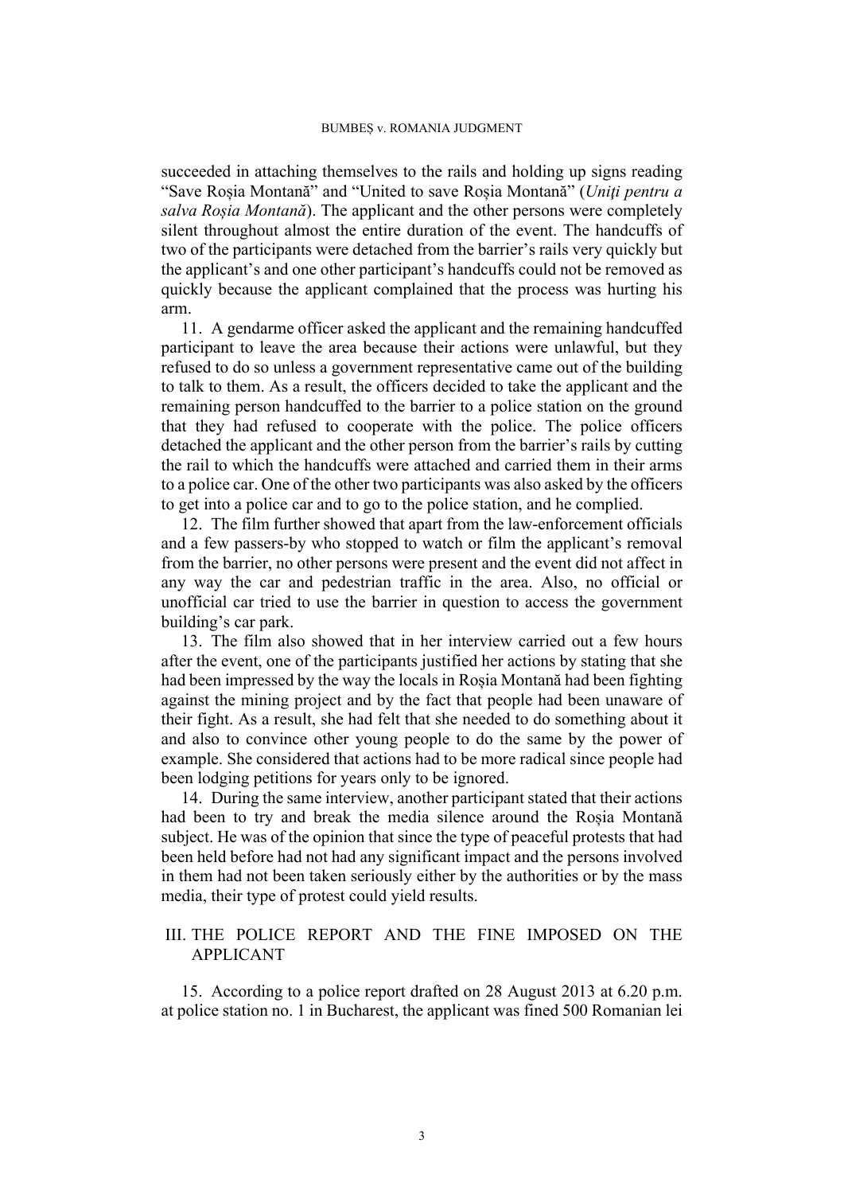succeeded in attaching themselves to the rails and holding up signs reading "Save Roșia Montană" and "United to save Roșia Montană" (*Uniţi pentru a salva Roșia Montană*). The applicant and the other persons were completely silent throughout almost the entire duration of the event. The handcuffs of two of the participants were detached from the barrier's rails very quickly but the applicant's and one other participant's handcuffs could not be removed as quickly because the applicant complained that the process was hurting his arm.

11. A gendarme officer asked the applicant and the remaining handcuffed participant to leave the area because their actions were unlawful, but they refused to do so unless a government representative came out of the building to talk to them. As a result, the officers decided to take the applicant and the remaining person handcuffed to the barrier to a police station on the ground that they had refused to cooperate with the police. The police officers detached the applicant and the other person from the barrier's rails by cutting the rail to which the handcuffs were attached and carried them in their arms to a police car. One of the other two participants was also asked by the officers to get into a police car and to go to the police station, and he complied.

12. The film further showed that apart from the law-enforcement officials and a few passers-by who stopped to watch or film the applicant's removal from the barrier, no other persons were present and the event did not affect in any way the car and pedestrian traffic in the area. Also, no official or unofficial car tried to use the barrier in question to access the government building's car park.

13. The film also showed that in her interview carried out a few hours after the event, one of the participants justified her actions by stating that she had been impressed by the way the locals in Roșia Montană had been fighting against the mining project and by the fact that people had been unaware of their fight. As a result, she had felt that she needed to do something about it and also to convince other young people to do the same by the power of example. She considered that actions had to be more radical since people had been lodging petitions for years only to be ignored.

14. During the same interview, another participant stated that their actions had been to try and break the media silence around the Roșia Montană subject. He was of the opinion that since the type of peaceful protests that had been held before had not had any significant impact and the persons involved in them had not been taken seriously either by the authorities or by the mass media, their type of protest could yield results.

## III. THE POLICE REPORT AND THE FINE IMPOSED ON THE APPLICANT

15. According to a police report drafted on 28 August 2013 at 6.20 p.m. at police station no. 1 in Bucharest, the applicant was fined 500 Romanian lei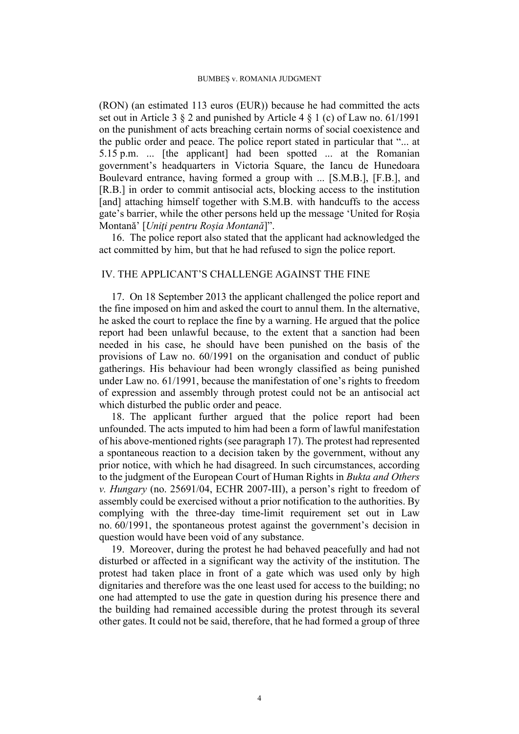(RON) (an estimated 113 euros (EUR)) because he had committed the acts set out in Article 3 § 2 and punished by Article 4 § 1 (c) of Law no. 61/1991 on the punishment of acts breaching certain norms of social coexistence and the public order and peace. The police report stated in particular that "... at 5.15 p.m. ... [the applicant] had been spotted ... at the Romanian government's headquarters in Victoria Square, the Iancu de Hunedoara Boulevard entrance, having formed a group with ... [S.M.B.], [F.B.], and [R.B.] in order to commit antisocial acts, blocking access to the institution [and] attaching himself together with S.M.B. with handcuffs to the access gate's barrier, while the other persons held up the message 'United for Roșia Montană' [*Uniți pentru Roșia Montană*]".

16. The police report also stated that the applicant had acknowledged the act committed by him, but that he had refused to sign the police report.

## IV. THE APPLICANT'S CHALLENGE AGAINST THE FINE

17. On 18 September 2013 the applicant challenged the police report and the fine imposed on him and asked the court to annul them. In the alternative, he asked the court to replace the fine by a warning. He argued that the police report had been unlawful because, to the extent that a sanction had been needed in his case, he should have been punished on the basis of the provisions of Law no. 60/1991 on the organisation and conduct of public gatherings. His behaviour had been wrongly classified as being punished under Law no. 61/1991, because the manifestation of one's rights to freedom of expression and assembly through protest could not be an antisocial act which disturbed the public order and peace.

18. The applicant further argued that the police report had been unfounded. The acts imputed to him had been a form of lawful manifestation of his above-mentioned rights (see paragraph 17). The protest had represented a spontaneous reaction to a decision taken by the government, without any prior notice, with which he had disagreed. In such circumstances, according to the judgment of the European Court of Human Rights in *Bukta and Others v. Hungary* (no. 25691/04, ECHR 2007-III), a person's right to freedom of assembly could be exercised without a prior notification to the authorities. By complying with the three-day time-limit requirement set out in Law no. 60/1991, the spontaneous protest against the government's decision in question would have been void of any substance.

19. Moreover, during the protest he had behaved peacefully and had not disturbed or affected in a significant way the activity of the institution. The protest had taken place in front of a gate which was used only by high dignitaries and therefore was the one least used for access to the building; no one had attempted to use the gate in question during his presence there and the building had remained accessible during the protest through its several other gates. It could not be said, therefore, that he had formed a group of three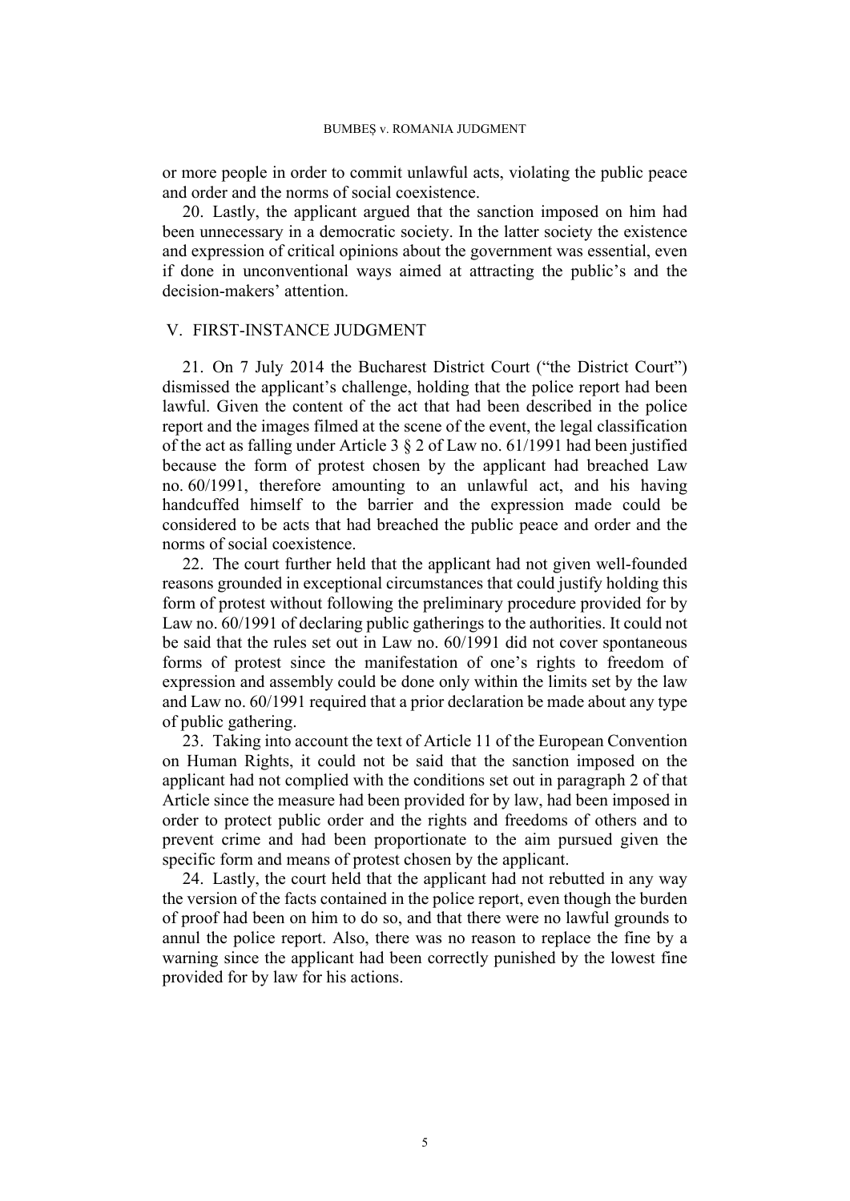or more people in order to commit unlawful acts, violating the public peace and order and the norms of social coexistence.

20. Lastly, the applicant argued that the sanction imposed on him had been unnecessary in a democratic society. In the latter society the existence and expression of critical opinions about the government was essential, even if done in unconventional ways aimed at attracting the public's and the decision-makers' attention.

## V. FIRST-INSTANCE JUDGMENT

21. On 7 July 2014 the Bucharest District Court ("the District Court") dismissed the applicant's challenge, holding that the police report had been lawful. Given the content of the act that had been described in the police report and the images filmed at the scene of the event, the legal classification of the act as falling under Article 3 § 2 of Law no. 61/1991 had been justified because the form of protest chosen by the applicant had breached Law no. 60/1991, therefore amounting to an unlawful act, and his having handcuffed himself to the barrier and the expression made could be considered to be acts that had breached the public peace and order and the norms of social coexistence.

22. The court further held that the applicant had not given well-founded reasons grounded in exceptional circumstances that could justify holding this form of protest without following the preliminary procedure provided for by Law no. 60/1991 of declaring public gatherings to the authorities. It could not be said that the rules set out in Law no. 60/1991 did not cover spontaneous forms of protest since the manifestation of one's rights to freedom of expression and assembly could be done only within the limits set by the law and Law no. 60/1991 required that a prior declaration be made about any type of public gathering.

23. Taking into account the text of Article 11 of the European Convention on Human Rights, it could not be said that the sanction imposed on the applicant had not complied with the conditions set out in paragraph 2 of that Article since the measure had been provided for by law, had been imposed in order to protect public order and the rights and freedoms of others and to prevent crime and had been proportionate to the aim pursued given the specific form and means of protest chosen by the applicant.

24. Lastly, the court held that the applicant had not rebutted in any way the version of the facts contained in the police report, even though the burden of proof had been on him to do so, and that there were no lawful grounds to annul the police report. Also, there was no reason to replace the fine by a warning since the applicant had been correctly punished by the lowest fine provided for by law for his actions.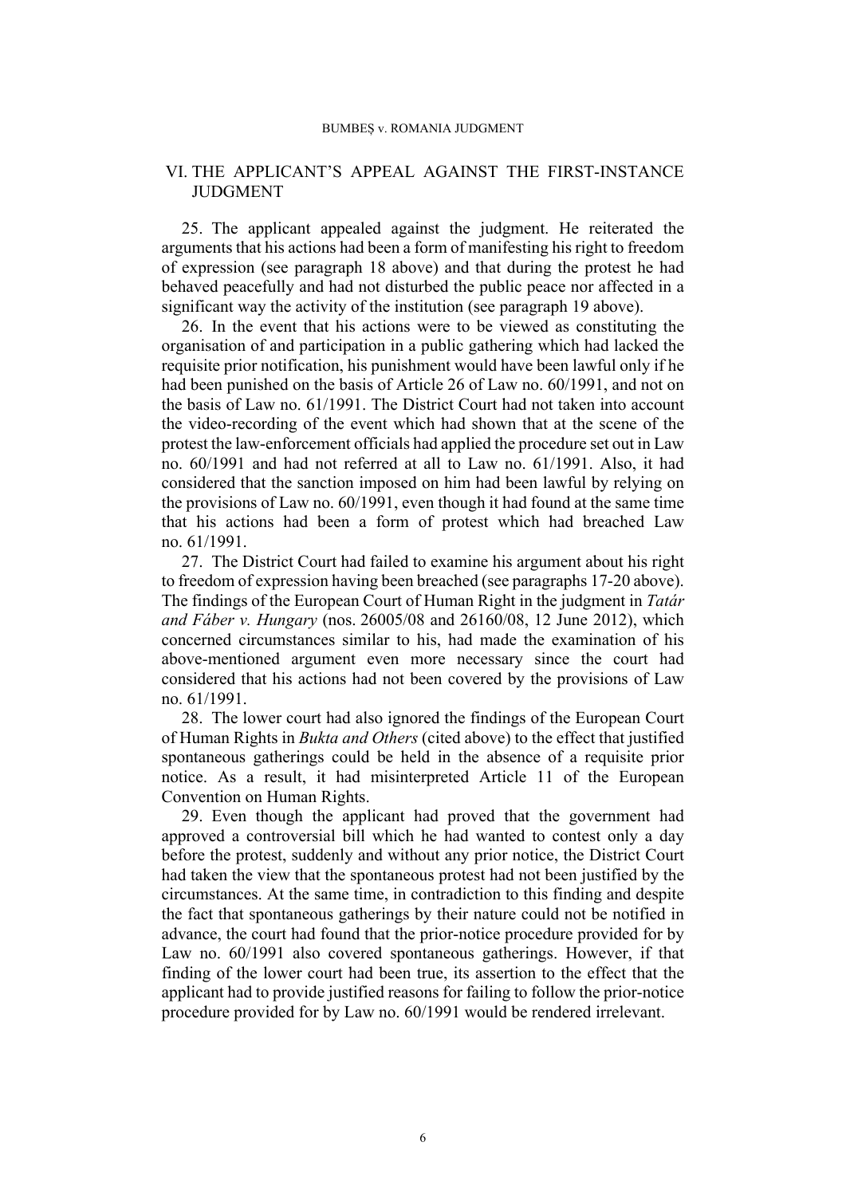## VI. THE APPLICANT'S APPEAL AGAINST THE FIRST-INSTANCE JUDGMENT

25. The applicant appealed against the judgment. He reiterated the arguments that his actions had been a form of manifesting his right to freedom of expression (see paragraph 18 above) and that during the protest he had behaved peacefully and had not disturbed the public peace nor affected in a significant way the activity of the institution (see paragraph 19 above).

26. In the event that his actions were to be viewed as constituting the organisation of and participation in a public gathering which had lacked the requisite prior notification, his punishment would have been lawful only if he had been punished on the basis of Article 26 of Law no. 60/1991, and not on the basis of Law no. 61/1991. The District Court had not taken into account the video-recording of the event which had shown that at the scene of the protest the law-enforcement officials had applied the procedure set out in Law no. 60/1991 and had not referred at all to Law no. 61/1991. Also, it had considered that the sanction imposed on him had been lawful by relying on the provisions of Law no. 60/1991, even though it had found at the same time that his actions had been a form of protest which had breached Law no. 61/1991.

27. The District Court had failed to examine his argument about his right to freedom of expression having been breached (see paragraphs 17-20 above). The findings of the European Court of Human Right in the judgment in *Tatár and Fáber v. Hungary* (nos. 26005/08 and 26160/08, 12 June 2012), which concerned circumstances similar to his, had made the examination of his above-mentioned argument even more necessary since the court had considered that his actions had not been covered by the provisions of Law no. 61/1991.

28. The lower court had also ignored the findings of the European Court of Human Rights in *Bukta and Others* (cited above) to the effect that justified spontaneous gatherings could be held in the absence of a requisite prior notice. As a result, it had misinterpreted Article 11 of the European Convention on Human Rights.

29. Even though the applicant had proved that the government had approved a controversial bill which he had wanted to contest only a day before the protest, suddenly and without any prior notice, the District Court had taken the view that the spontaneous protest had not been justified by the circumstances. At the same time, in contradiction to this finding and despite the fact that spontaneous gatherings by their nature could not be notified in advance, the court had found that the prior-notice procedure provided for by Law no. 60/1991 also covered spontaneous gatherings. However, if that finding of the lower court had been true, its assertion to the effect that the applicant had to provide justified reasons for failing to follow the prior-notice procedure provided for by Law no. 60/1991 would be rendered irrelevant.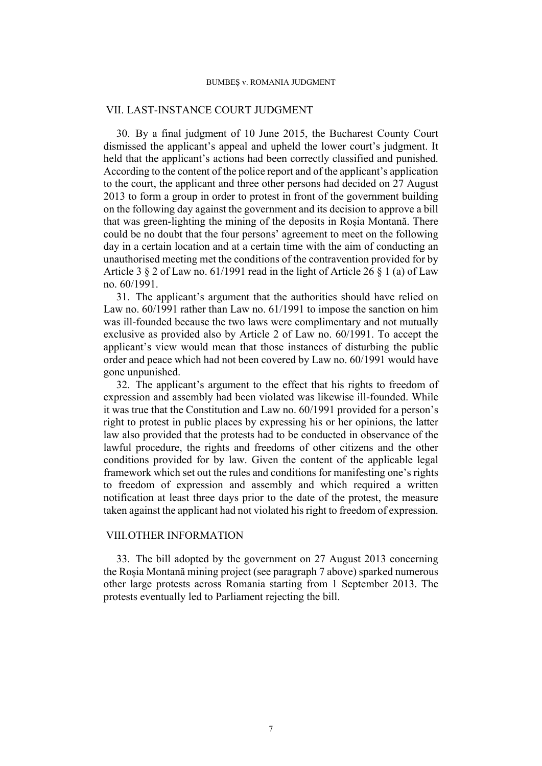## VII. LAST-INSTANCE COURT JUDGMENT

30. By a final judgment of 10 June 2015, the Bucharest County Court dismissed the applicant's appeal and upheld the lower court's judgment. It held that the applicant's actions had been correctly classified and punished. According to the content of the police report and of the applicant's application to the court, the applicant and three other persons had decided on 27 August 2013 to form a group in order to protest in front of the government building on the following day against the government and its decision to approve a bill that was green-lighting the mining of the deposits in Roșia Montană. There could be no doubt that the four persons' agreement to meet on the following day in a certain location and at a certain time with the aim of conducting an unauthorised meeting met the conditions of the contravention provided for by Article 3 § 2 of Law no. 61/1991 read in the light of Article 26 § 1 (a) of Law no. 60/1991.

31. The applicant's argument that the authorities should have relied on Law no. 60/1991 rather than Law no. 61/1991 to impose the sanction on him was ill-founded because the two laws were complimentary and not mutually exclusive as provided also by Article 2 of Law no. 60/1991. To accept the applicant's view would mean that those instances of disturbing the public order and peace which had not been covered by Law no. 60/1991 would have gone unpunished.

32. The applicant's argument to the effect that his rights to freedom of expression and assembly had been violated was likewise ill-founded. While it was true that the Constitution and Law no. 60/1991 provided for a person's right to protest in public places by expressing his or her opinions, the latter law also provided that the protests had to be conducted in observance of the lawful procedure, the rights and freedoms of other citizens and the other conditions provided for by law. Given the content of the applicable legal framework which set out the rules and conditions for manifesting one's rights to freedom of expression and assembly and which required a written notification at least three days prior to the date of the protest, the measure taken against the applicant had not violated his right to freedom of expression.

## VIII. OTHER INFORMATION

33. The bill adopted by the government on 27 August 2013 concerning the Roșia Montană mining project (see paragraph 7 above) sparked numerous other large protests across Romania starting from 1 September 2013. The protests eventually led to Parliament rejecting the bill.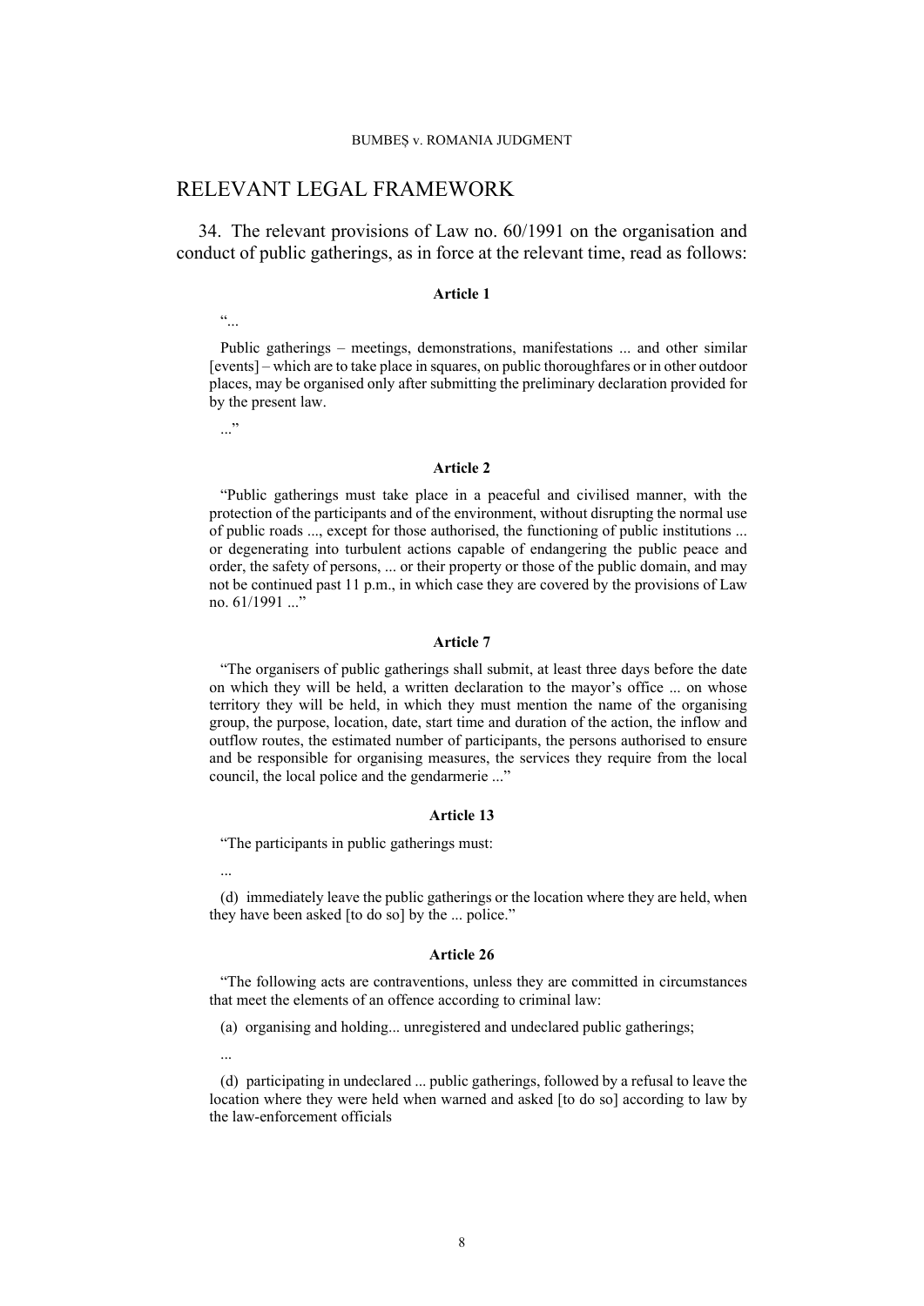## RELEVANT LEGAL FRAMEWORK

34. The relevant provisions of Law no. 60/1991 on the organisation and conduct of public gatherings, as in force at the relevant time, read as follows:

**Article 1**

"...

Public gatherings – meetings, demonstrations, manifestations ... and other similar [events] – which are to take place in squares, on public thoroughfares or in other outdoor places, may be organised only after submitting the preliminary declaration provided for by the present law.

..."

**Article 2**

"Public gatherings must take place in a peaceful and civilised manner, with the protection of the participants and of the environment, without disrupting the normal use of public roads ..., except for those authorised, the functioning of public institutions ... or degenerating into turbulent actions capable of endangering the public peace and order, the safety of persons, ... or their property or those of the public domain, and may not be continued past 11 p.m., in which case they are covered by the provisions of Law no. 61/1991 ..."

**Article 7**

"The organisers of public gatherings shall submit, at least three days before the date on which they will be held, a written declaration to the mayor's office ... on whose territory they will be held, in which they must mention the name of the organising group, the purpose, location, date, start time and duration of the action, the inflow and outflow routes, the estimated number of participants, the persons authorised to ensure and be responsible for organising measures, the services they require from the local council, the local police and the gendarmerie ..."

**Article 13**

"The participants in public gatherings must:

...

(d) immediately leave the public gatherings or the location where they are held, when they have been asked [to do so] by the ... police."

**Article 26**

"The following acts are contraventions, unless they are committed in circumstances that meet the elements of an offence according to criminal law:

(a) organising and holding... unregistered and undeclared public gatherings;

...

(d) participating in undeclared ... public gatherings, followed by a refusal to leave the location where they were held when warned and asked [to do so] according to law by the law-enforcement officials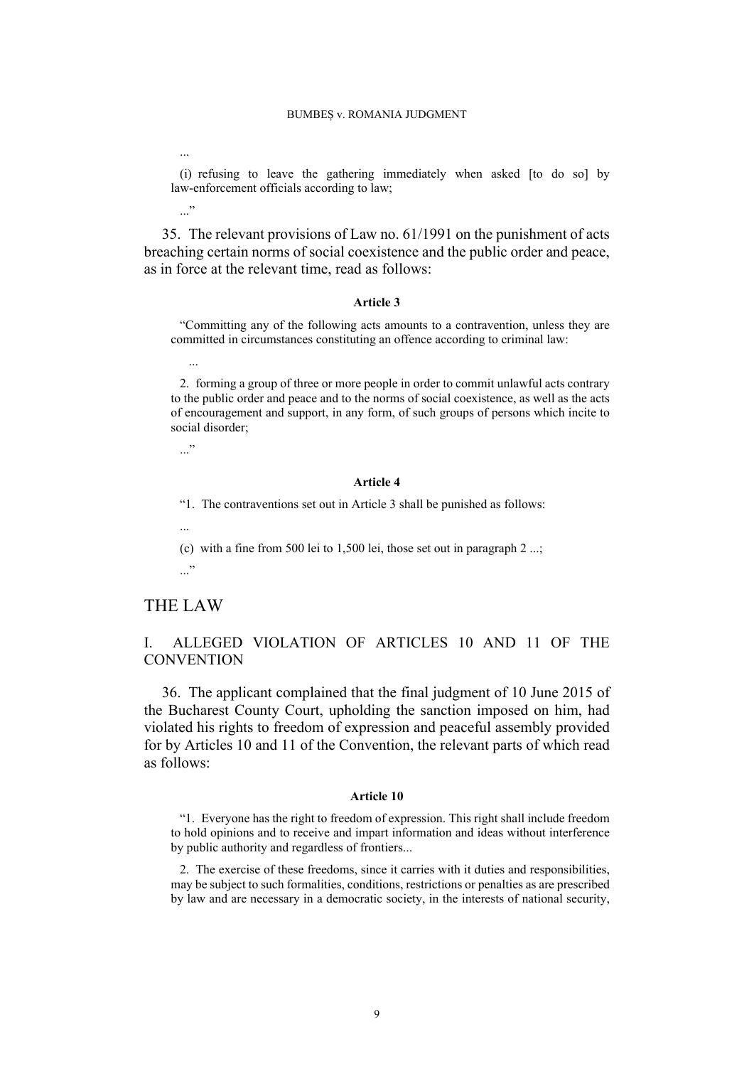...

(i) refusing to leave the gathering immediately when asked [to do so] by law-enforcement officials according to law;

...”

35. The relevant provisions of Law no. 61/1991 on the punishment of acts breaching certain norms of social coexistence and the public order and peace, as in force at the relevant time, read as follows:

**Article 3**

“Committing any of the following acts amounts to a contravention, unless they are committed in circumstances constituting an offence according to criminal law:

...

2. forming a group of three or more people in order to commit unlawful acts contrary to the public order and peace and to the norms of social coexistence, as well as the acts of encouragement and support, in any form, of such groups of persons which incite to social disorder;

...”

**Article 4**

“1. The contraventions set out in Article 3 shall be punished as follows:

...

(c) with a fine from 500 lei to 1,500 lei, those set out in paragraph 2 ...;

...”

# THE LAW

## I. ALLEGED VIOLATION OF ARTICLES 10 AND 11 OF THE CONVENTION

36. The applicant complained that the final judgment of 10 June 2015 of the Bucharest County Court, upholding the sanction imposed on him, had violated his rights to freedom of expression and peaceful assembly provided for by Articles 10 and 11 of the Convention, the relevant parts of which read as follows:

**Article 10**

“1. Everyone has the right to freedom of expression. This right shall include freedom to hold opinions and to receive and impart information and ideas without interference by public authority and regardless of frontiers...

2. The exercise of these freedoms, since it carries with it duties and responsibilities, may be subject to such formalities, conditions, restrictions or penalties as are prescribed by law and are necessary in a democratic society, in the interests of national security,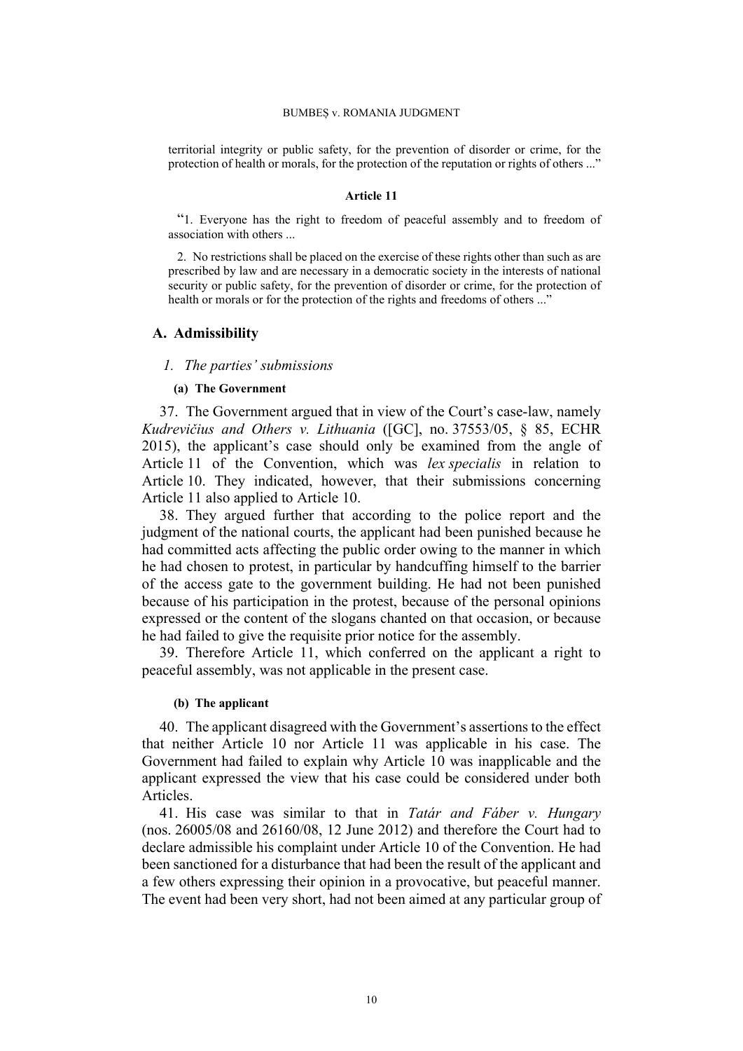territorial integrity or public safety, for the prevention of disorder or crime, for the protection of health or morals, for the protection of the reputation or rights of others ...”

**Article 11**

“1. Everyone has the right to freedom of peaceful assembly and to freedom of association with others ...

2. No restrictions shall be placed on the exercise of these rights other than such as are prescribed by law and are necessary in a democratic society in the interests of national security or public safety, for the prevention of disorder or crime, for the protection of health or morals or for the protection of the rights and freedoms of others ...”

## A. Admissibility

### *1. The parties' submissions*

#### (a) The Government

37. The Government argued that in view of the Court's case-law, namely *Kudrevičius and Others v. Lithuania* ([GC], no. 37553/05, § 85, ECHR 2015), the applicant's case should only be examined from the angle of Article 11 of the Convention, which was *lex specialis* in relation to Article 10. They indicated, however, that their submissions concerning Article 11 also applied to Article 10.

38. They argued further that according to the police report and the judgment of the national courts, the applicant had been punished because he had committed acts affecting the public order owing to the manner in which he had chosen to protest, in particular by handcuffing himself to the barrier of the access gate to the government building. He had not been punished because of his participation in the protest, because of the personal opinions expressed or the content of the slogans chanted on that occasion, or because he had failed to give the requisite prior notice for the assembly.

39. Therefore Article 11, which conferred on the applicant a right to peaceful assembly, was not applicable in the present case.

#### (b) The applicant

40. The applicant disagreed with the Government's assertions to the effect that neither Article 10 nor Article 11 was applicable in his case. The Government had failed to explain why Article 10 was inapplicable and the applicant expressed the view that his case could be considered under both Articles.

41. His case was similar to that in *Tatár and Fáber v. Hungary* (nos. 26005/08 and 26160/08, 12 June 2012) and therefore the Court had to declare admissible his complaint under Article 10 of the Convention. He had been sanctioned for a disturbance that had been the result of the applicant and a few others expressing their opinion in a provocative, but peaceful manner. The event had been very short, had not been aimed at any particular group of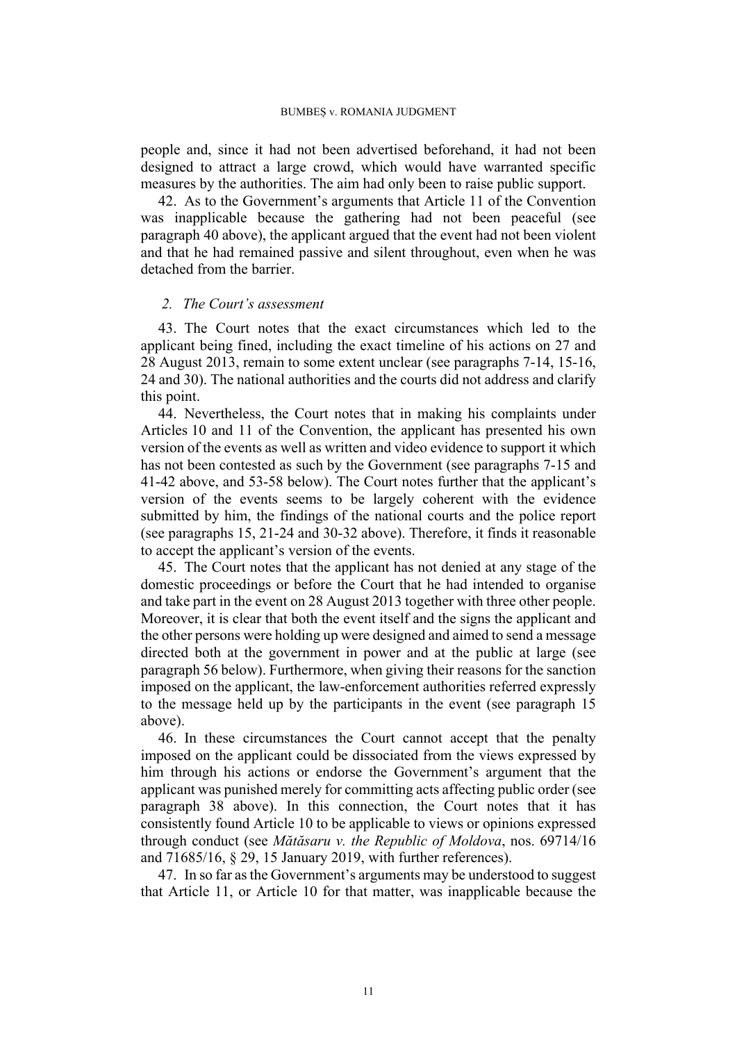people and, since it had not been advertised beforehand, it had not been designed to attract a large crowd, which would have warranted specific measures by the authorities. The aim had only been to raise public support.

42. As to the Government's arguments that Article 11 of the Convention was inapplicable because the gathering had not been peaceful (see paragraph 40 above), the applicant argued that the event had not been violent and that he had remained passive and silent throughout, even when he was detached from the barrier.

### *2. The Court's assessment*

43. The Court notes that the exact circumstances which led to the applicant being fined, including the exact timeline of his actions on 27 and 28 August 2013, remain to some extent unclear (see paragraphs 7-14, 15-16, 24 and 30). The national authorities and the courts did not address and clarify this point.

44. Nevertheless, the Court notes that in making his complaints under Articles 10 and 11 of the Convention, the applicant has presented his own version of the events as well as written and video evidence to support it which has not been contested as such by the Government (see paragraphs 7-15 and 41-42 above, and 53-58 below). The Court notes further that the applicant's version of the events seems to be largely coherent with the evidence submitted by him, the findings of the national courts and the police report (see paragraphs 15, 21-24 and 30-32 above). Therefore, it finds it reasonable to accept the applicant's version of the events.

45. The Court notes that the applicant has not denied at any stage of the domestic proceedings or before the Court that he had intended to organise and take part in the event on 28 August 2013 together with three other people. Moreover, it is clear that both the event itself and the signs the applicant and the other persons were holding up were designed and aimed to send a message directed both at the government in power and at the public at large (see paragraph 56 below). Furthermore, when giving their reasons for the sanction imposed on the applicant, the law-enforcement authorities referred expressly to the message held up by the participants in the event (see paragraph 15 above).

46. In these circumstances the Court cannot accept that the penalty imposed on the applicant could be dissociated from the views expressed by him through his actions or endorse the Government's argument that the applicant was punished merely for committing acts affecting public order (see paragraph 38 above). In this connection, the Court notes that it has consistently found Article 10 to be applicable to views or opinions expressed through conduct (see *Mătăsaru v. the Republic of Moldova*, nos. 69714/16 and 71685/16, § 29, 15 January 2019, with further references).

47. In so far as the Government's arguments may be understood to suggest that Article 11, or Article 10 for that matter, was inapplicable because the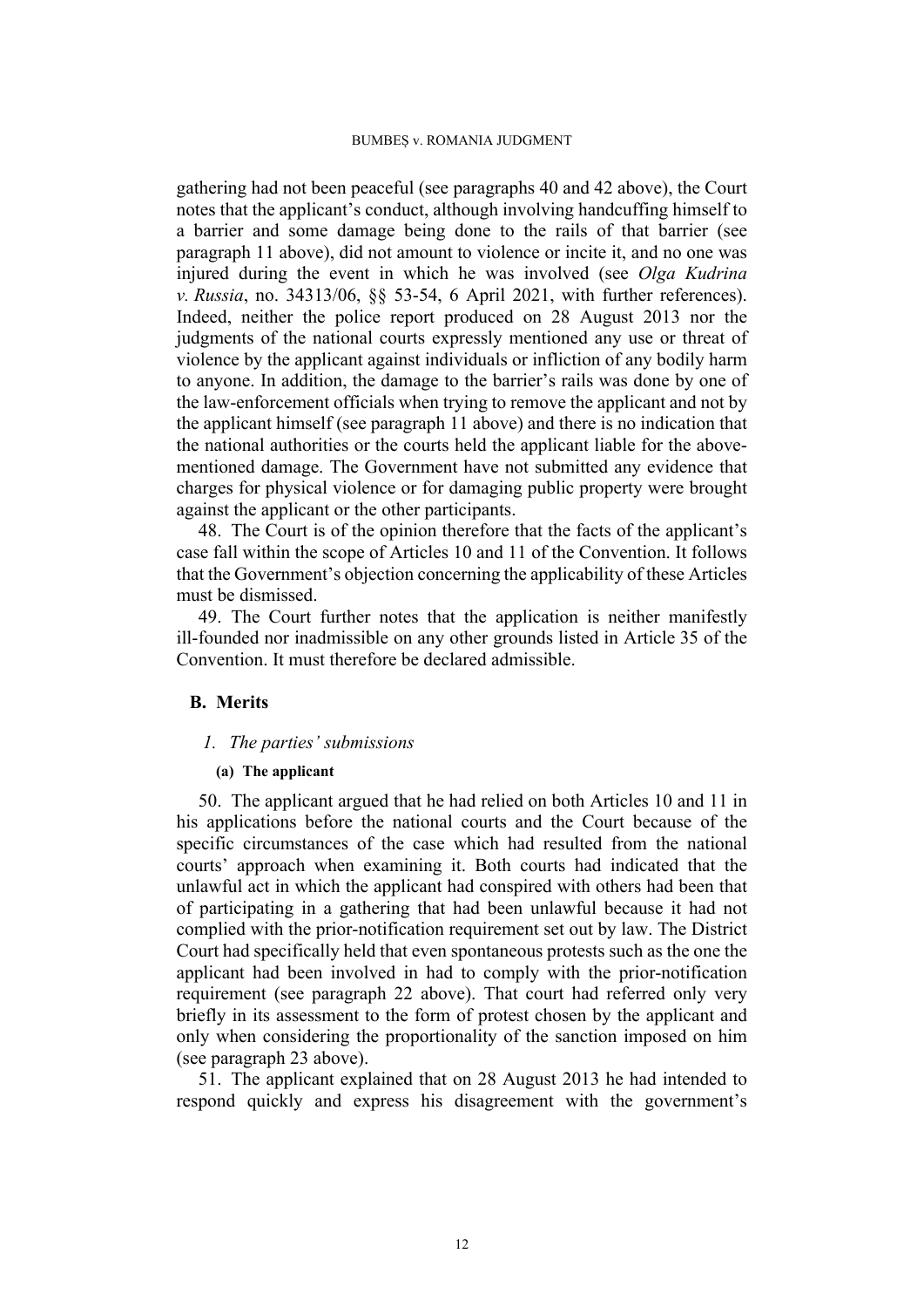gathering had not been peaceful (see paragraphs 40 and 42 above), the Court notes that the applicant's conduct, although involving handcuffing himself to a barrier and some damage being done to the rails of that barrier (see paragraph 11 above), did not amount to violence or incite it, and no one was injured during the event in which he was involved (see *Olga Kudrina v. Russia*, no. 34313/06, §§ 53-54, 6 April 2021, with further references). Indeed, neither the police report produced on 28 August 2013 nor the judgments of the national courts expressly mentioned any use or threat of violence by the applicant against individuals or infliction of any bodily harm to anyone. In addition, the damage to the barrier's rails was done by one of the law-enforcement officials when trying to remove the applicant and not by the applicant himself (see paragraph 11 above) and there is no indication that the national authorities or the courts held the applicant liable for the above-mentioned damage. The Government have not submitted any evidence that charges for physical violence or for damaging public property were brought against the applicant or the other participants.

48. The Court is of the opinion therefore that the facts of the applicant's case fall within the scope of Articles 10 and 11 of the Convention. It follows that the Government's objection concerning the applicability of these Articles must be dismissed.

49. The Court further notes that the application is neither manifestly ill-founded nor inadmissible on any other grounds listed in Article 35 of the Convention. It must therefore be declared admissible.

## B. Merits

### *1. The parties' submissions*

#### (a) The applicant

50. The applicant argued that he had relied on both Articles 10 and 11 in his applications before the national courts and the Court because of the specific circumstances of the case which had resulted from the national courts' approach when examining it. Both courts had indicated that the unlawful act in which the applicant had conspired with others had been that of participating in a gathering that had been unlawful because it had not complied with the prior-notification requirement set out by law. The District Court had specifically held that even spontaneous protests such as the one the applicant had been involved in had to comply with the prior-notification requirement (see paragraph 22 above). That court had referred only very briefly in its assessment to the form of protest chosen by the applicant and only when considering the proportionality of the sanction imposed on him (see paragraph 23 above).

51. The applicant explained that on 28 August 2013 he had intended to respond quickly and express his disagreement with the government's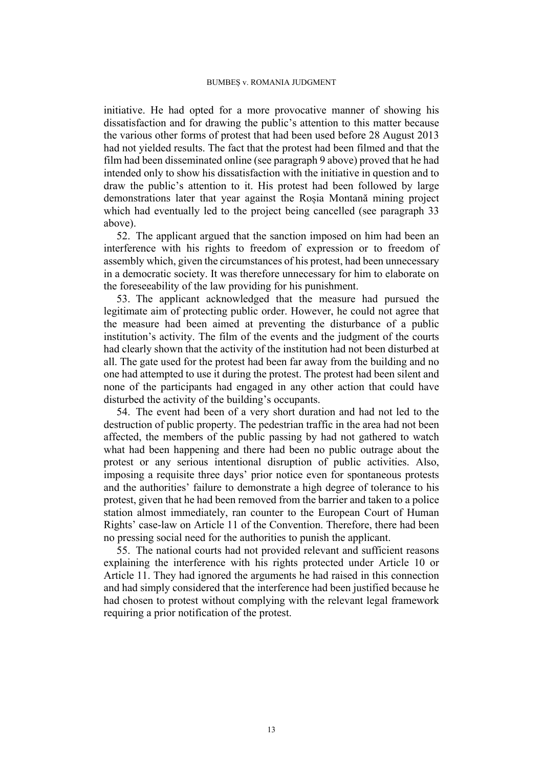initiative. He had opted for a more provocative manner of showing his dissatisfaction and for drawing the public's attention to this matter because the various other forms of protest that had been used before 28 August 2013 had not yielded results. The fact that the protest had been filmed and that the film had been disseminated online (see paragraph 9 above) proved that he had intended only to show his dissatisfaction with the initiative in question and to draw the public's attention to it. His protest had been followed by large demonstrations later that year against the Roșia Montană mining project which had eventually led to the project being cancelled (see paragraph 33 above).

52. The applicant argued that the sanction imposed on him had been an interference with his rights to freedom of expression or to freedom of assembly which, given the circumstances of his protest, had been unnecessary in a democratic society. It was therefore unnecessary for him to elaborate on the foreseeability of the law providing for his punishment.

53. The applicant acknowledged that the measure had pursued the legitimate aim of protecting public order. However, he could not agree that the measure had been aimed at preventing the disturbance of a public institution's activity. The film of the events and the judgment of the courts had clearly shown that the activity of the institution had not been disturbed at all. The gate used for the protest had been far away from the building and no one had attempted to use it during the protest. The protest had been silent and none of the participants had engaged in any other action that could have disturbed the activity of the building's occupants.

54. The event had been of a very short duration and had not led to the destruction of public property. The pedestrian traffic in the area had not been affected, the members of the public passing by had not gathered to watch what had been happening and there had been no public outrage about the protest or any serious intentional disruption of public activities. Also, imposing a requisite three days' prior notice even for spontaneous protests and the authorities' failure to demonstrate a high degree of tolerance to his protest, given that he had been removed from the barrier and taken to a police station almost immediately, ran counter to the European Court of Human Rights' case-law on Article 11 of the Convention. Therefore, there had been no pressing social need for the authorities to punish the applicant.

55. The national courts had not provided relevant and sufficient reasons explaining the interference with his rights protected under Article 10 or Article 11. They had ignored the arguments he had raised in this connection and had simply considered that the interference had been justified because he had chosen to protest without complying with the relevant legal framework requiring a prior notification of the protest.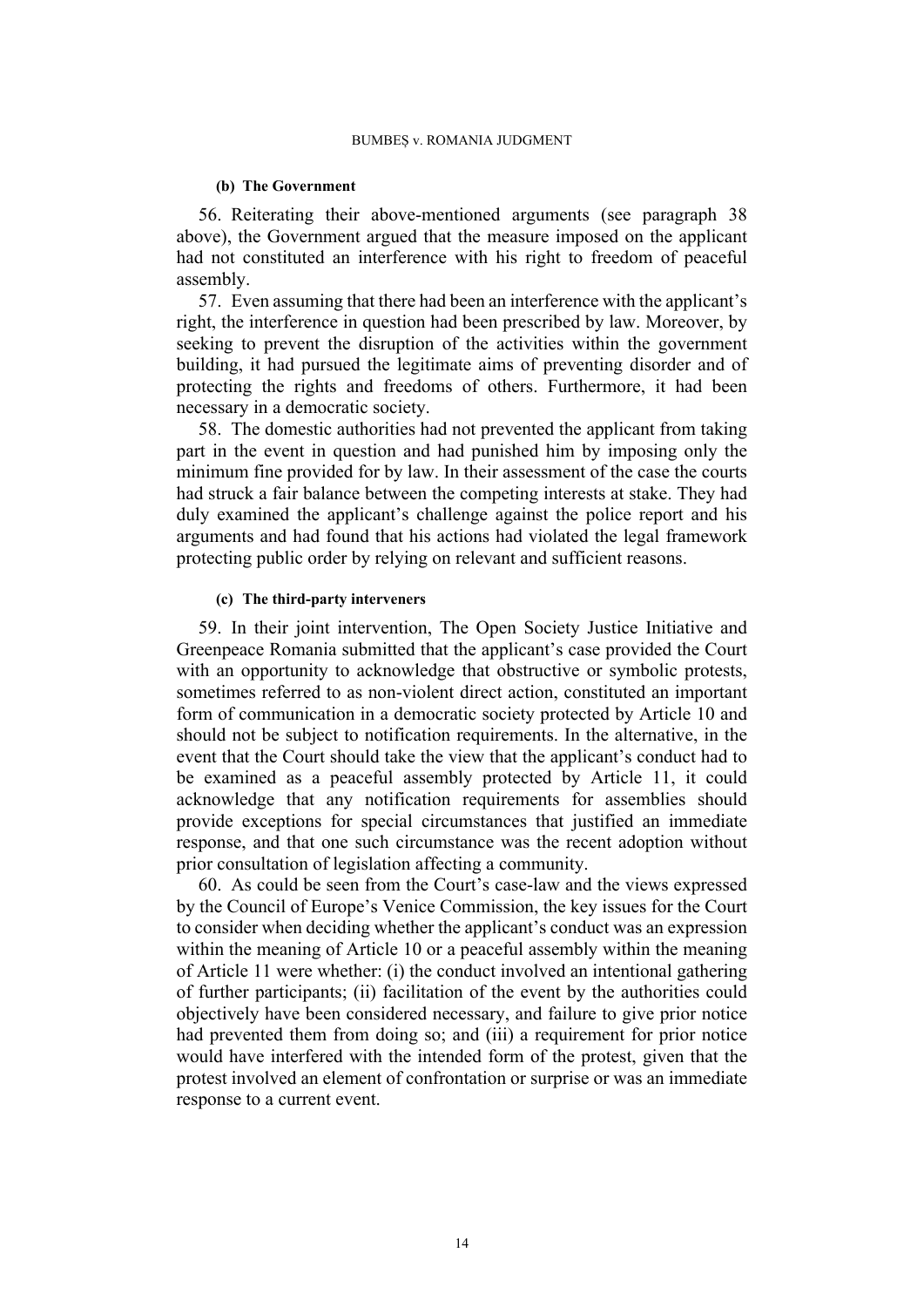#### (b) The Government

56. Reiterating their above-mentioned arguments (see paragraph 38 above), the Government argued that the measure imposed on the applicant had not constituted an interference with his right to freedom of peaceful assembly.

57. Even assuming that there had been an interference with the applicant's right, the interference in question had been prescribed by law. Moreover, by seeking to prevent the disruption of the activities within the government building, it had pursued the legitimate aims of preventing disorder and of protecting the rights and freedoms of others. Furthermore, it had been necessary in a democratic society.

58. The domestic authorities had not prevented the applicant from taking part in the event in question and had punished him by imposing only the minimum fine provided for by law. In their assessment of the case the courts had struck a fair balance between the competing interests at stake. They had duly examined the applicant's challenge against the police report and his arguments and had found that his actions had violated the legal framework protecting public order by relying on relevant and sufficient reasons.

#### (c) The third-party interveners

59. In their joint intervention, The Open Society Justice Initiative and Greenpeace Romania submitted that the applicant's case provided the Court with an opportunity to acknowledge that obstructive or symbolic protests, sometimes referred to as non-violent direct action, constituted an important form of communication in a democratic society protected by Article 10 and should not be subject to notification requirements. In the alternative, in the event that the Court should take the view that the applicant's conduct had to be examined as a peaceful assembly protected by Article 11, it could acknowledge that any notification requirements for assemblies should provide exceptions for special circumstances that justified an immediate response, and that one such circumstance was the recent adoption without prior consultation of legislation affecting a community.

60. As could be seen from the Court's case-law and the views expressed by the Council of Europe's Venice Commission, the key issues for the Court to consider when deciding whether the applicant's conduct was an expression within the meaning of Article 10 or a peaceful assembly within the meaning of Article 11 were whether: (i) the conduct involved an intentional gathering of further participants; (ii) facilitation of the event by the authorities could objectively have been considered necessary, and failure to give prior notice had prevented them from doing so; and (iii) a requirement for prior notice would have interfered with the intended form of the protest, given that the protest involved an element of confrontation or surprise or was an immediate response to a current event.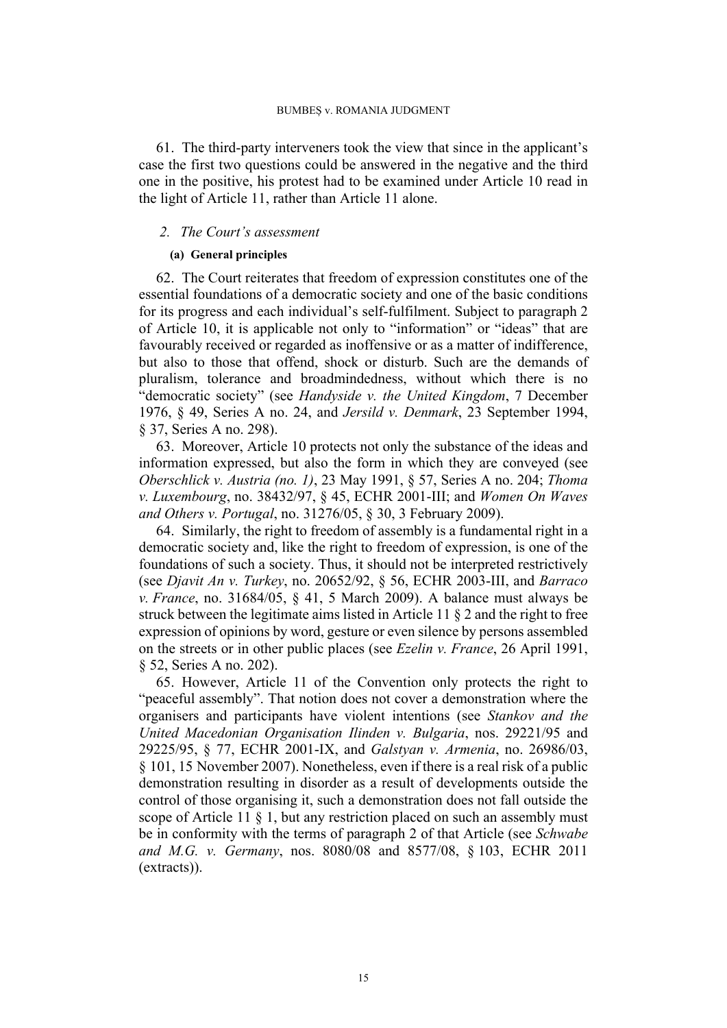61. The third-party interveners took the view that since in the applicant's case the first two questions could be answered in the negative and the third one in the positive, his protest had to be examined under Article 10 read in the light of Article 11, rather than Article 11 alone.

### *2. The Court's assessment*

#### **(a) General principles**

62. The Court reiterates that freedom of expression constitutes one of the essential foundations of a democratic society and one of the basic conditions for its progress and each individual's self-fulfilment. Subject to paragraph 2 of Article 10, it is applicable not only to "information" or "ideas" that are favourably received or regarded as inoffensive or as a matter of indifference, but also to those that offend, shock or disturb. Such are the demands of pluralism, tolerance and broadmindedness, without which there is no "democratic society" (see *Handyside v. the United Kingdom*, 7 December 1976, § 49, Series A no. 24, and *Jersild v. Denmark*, 23 September 1994, § 37, Series A no. 298).

63. Moreover, Article 10 protects not only the substance of the ideas and information expressed, but also the form in which they are conveyed (see *Oberschlick v. Austria (no. 1)*, 23 May 1991, § 57, Series A no. 204; *Thoma v. Luxembourg*, no. 38432/97, § 45, ECHR 2001-III; and *Women On Waves and Others v. Portugal*, no. 31276/05, § 30, 3 February 2009).

64. Similarly, the right to freedom of assembly is a fundamental right in a democratic society and, like the right to freedom of expression, is one of the foundations of such a society. Thus, it should not be interpreted restrictively (see *Djavit An v. Turkey*, no. 20652/92, § 56, ECHR 2003-III, and *Barraco v. France*, no. 31684/05, § 41, 5 March 2009). A balance must always be struck between the legitimate aims listed in Article 11 § 2 and the right to free expression of opinions by word, gesture or even silence by persons assembled on the streets or in other public places (see *Ezelin v. France*, 26 April 1991, § 52, Series A no. 202).

65. However, Article 11 of the Convention only protects the right to "peaceful assembly". That notion does not cover a demonstration where the organisers and participants have violent intentions (see *Stankov and the United Macedonian Organisation Ilinden v. Bulgaria*, nos. 29221/95 and 29225/95, § 77, ECHR 2001-IX, and *Galstyan v. Armenia*, no. 26986/03, § 101, 15 November 2007). Nonetheless, even if there is a real risk of a public demonstration resulting in disorder as a result of developments outside the control of those organising it, such a demonstration does not fall outside the scope of Article 11 § 1, but any restriction placed on such an assembly must be in conformity with the terms of paragraph 2 of that Article (see *Schwabe and M.G. v. Germany*, nos. 8080/08 and 8577/08, § 103, ECHR 2011 (extracts)).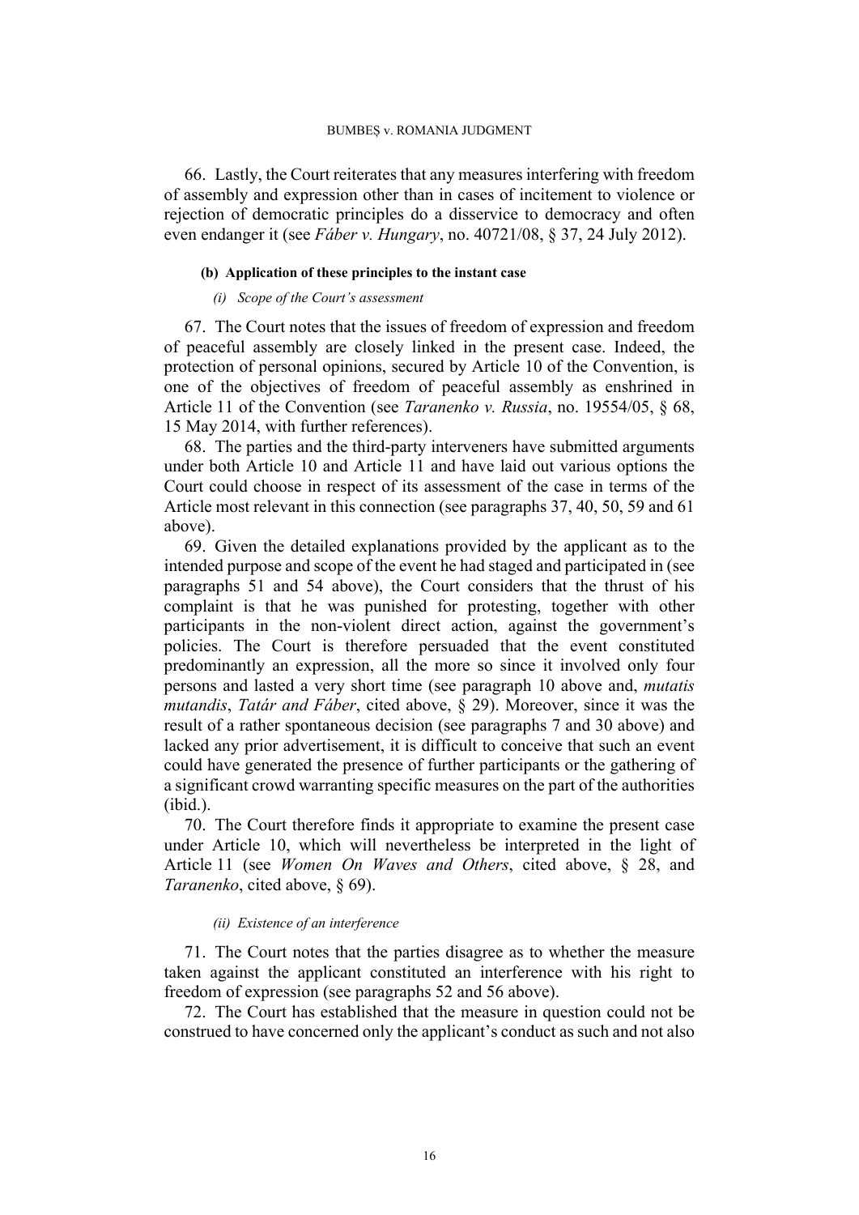66. Lastly, the Court reiterates that any measures interfering with freedom of assembly and expression other than in cases of incitement to violence or rejection of democratic principles do a disservice to democracy and often even endanger it (see *Fáber v. Hungary*, no. 40721/08, § 37, 24 July 2012).

#### (b) Application of these principles to the instant case

##### *(i) Scope of the Court's assessment*

67. The Court notes that the issues of freedom of expression and freedom of peaceful assembly are closely linked in the present case. Indeed, the protection of personal opinions, secured by Article 10 of the Convention, is one of the objectives of freedom of peaceful assembly as enshrined in Article 11 of the Convention (see *Taranenko v. Russia*, no. 19554/05, § 68, 15 May 2014, with further references).

68. The parties and the third-party interveners have submitted arguments under both Article 10 and Article 11 and have laid out various options the Court could choose in respect of its assessment of the case in terms of the Article most relevant in this connection (see paragraphs 37, 40, 50, 59 and 61 above).

69. Given the detailed explanations provided by the applicant as to the intended purpose and scope of the event he had staged and participated in (see paragraphs 51 and 54 above), the Court considers that the thrust of his complaint is that he was punished for protesting, together with other participants in the non-violent direct action, against the government's policies. The Court is therefore persuaded that the event constituted predominantly an expression, all the more so since it involved only four persons and lasted a very short time (see paragraph 10 above and, *mutatis mutandis*, *Tatár and Fáber*, cited above, § 29). Moreover, since it was the result of a rather spontaneous decision (see paragraphs 7 and 30 above) and lacked any prior advertisement, it is difficult to conceive that such an event could have generated the presence of further participants or the gathering of a significant crowd warranting specific measures on the part of the authorities (ibid.).

70. The Court therefore finds it appropriate to examine the present case under Article 10, which will nevertheless be interpreted in the light of Article 11 (see *Women On Waves and Others*, cited above, § 28, and *Taranenko*, cited above, § 69).

##### *(ii) Existence of an interference*

71. The Court notes that the parties disagree as to whether the measure taken against the applicant constituted an interference with his right to freedom of expression (see paragraphs 52 and 56 above).

72. The Court has established that the measure in question could not be construed to have concerned only the applicant's conduct as such and not also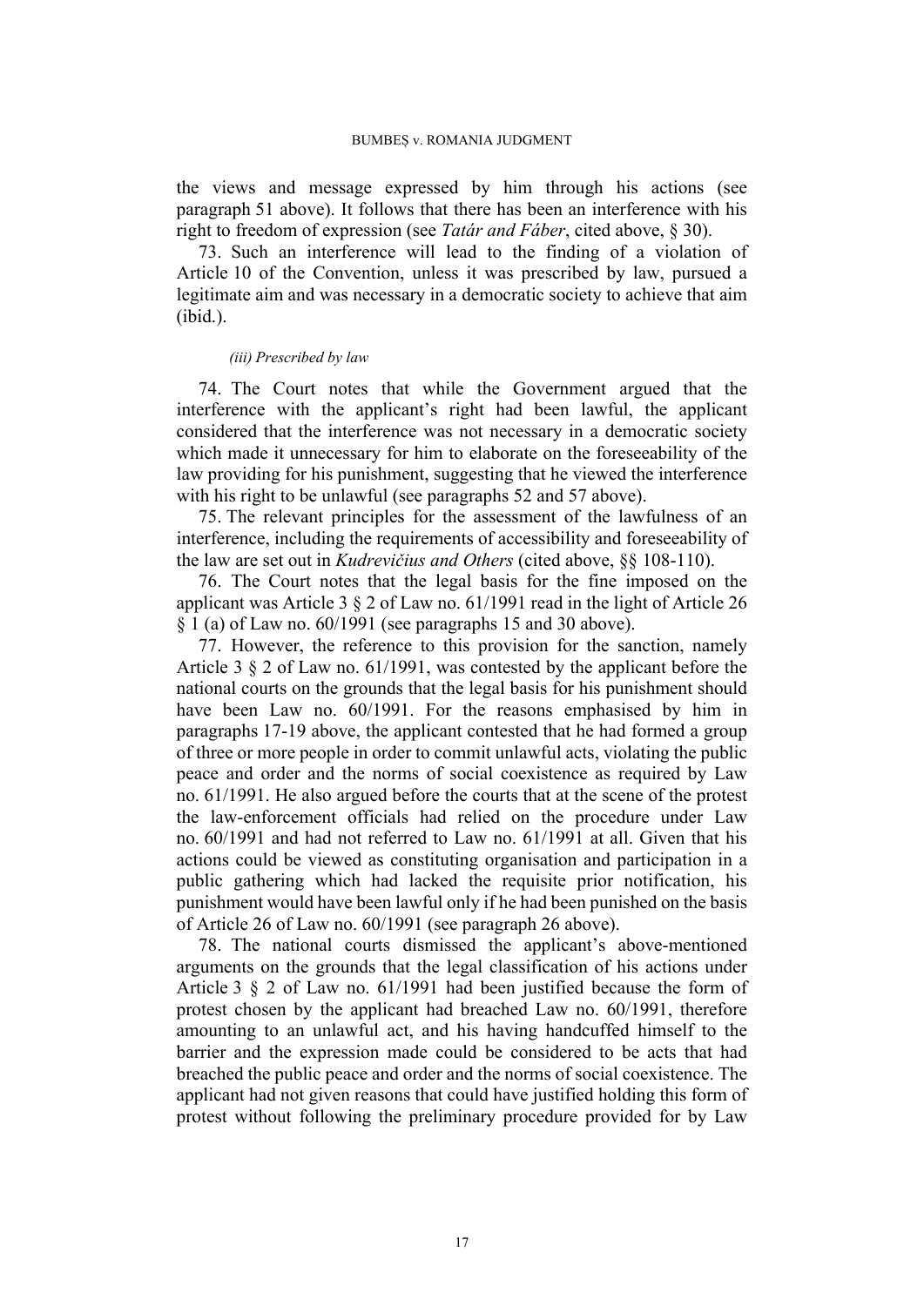the views and message expressed by him through his actions (see paragraph 51 above). It follows that there has been an interference with his right to freedom of expression (see *Tatár and Fáber*, cited above, § 30).

73. Such an interference will lead to the finding of a violation of Article 10 of the Convention, unless it was prescribed by law, pursued a legitimate aim and was necessary in a democratic society to achieve that aim (ibid.).

*(iii) Prescribed by law*

74. The Court notes that while the Government argued that the interference with the applicant's right had been lawful, the applicant considered that the interference was not necessary in a democratic society which made it unnecessary for him to elaborate on the foreseeability of the law providing for his punishment, suggesting that he viewed the interference with his right to be unlawful (see paragraphs 52 and 57 above).

75. The relevant principles for the assessment of the lawfulness of an interference, including the requirements of accessibility and foreseeability of the law are set out in *Kudrevičius and Others* (cited above, §§ 108-110).

76. The Court notes that the legal basis for the fine imposed on the applicant was Article 3 § 2 of Law no. 61/1991 read in the light of Article 26 § 1 (a) of Law no. 60/1991 (see paragraphs 15 and 30 above).

77. However, the reference to this provision for the sanction, namely Article 3 § 2 of Law no. 61/1991, was contested by the applicant before the national courts on the grounds that the legal basis for his punishment should have been Law no. 60/1991. For the reasons emphasised by him in paragraphs 17-19 above, the applicant contested that he had formed a group of three or more people in order to commit unlawful acts, violating the public peace and order and the norms of social coexistence as required by Law no. 61/1991. He also argued before the courts that at the scene of the protest the law-enforcement officials had relied on the procedure under Law no. 60/1991 and had not referred to Law no. 61/1991 at all. Given that his actions could be viewed as constituting organisation and participation in a public gathering which had lacked the requisite prior notification, his punishment would have been lawful only if he had been punished on the basis of Article 26 of Law no. 60/1991 (see paragraph 26 above).

78. The national courts dismissed the applicant's above-mentioned arguments on the grounds that the legal classification of his actions under Article 3 § 2 of Law no. 61/1991 had been justified because the form of protest chosen by the applicant had breached Law no. 60/1991, therefore amounting to an unlawful act, and his having handcuffed himself to the barrier and the expression made could be considered to be acts that had breached the public peace and order and the norms of social coexistence. The applicant had not given reasons that could have justified holding this form of protest without following the preliminary procedure provided for by Law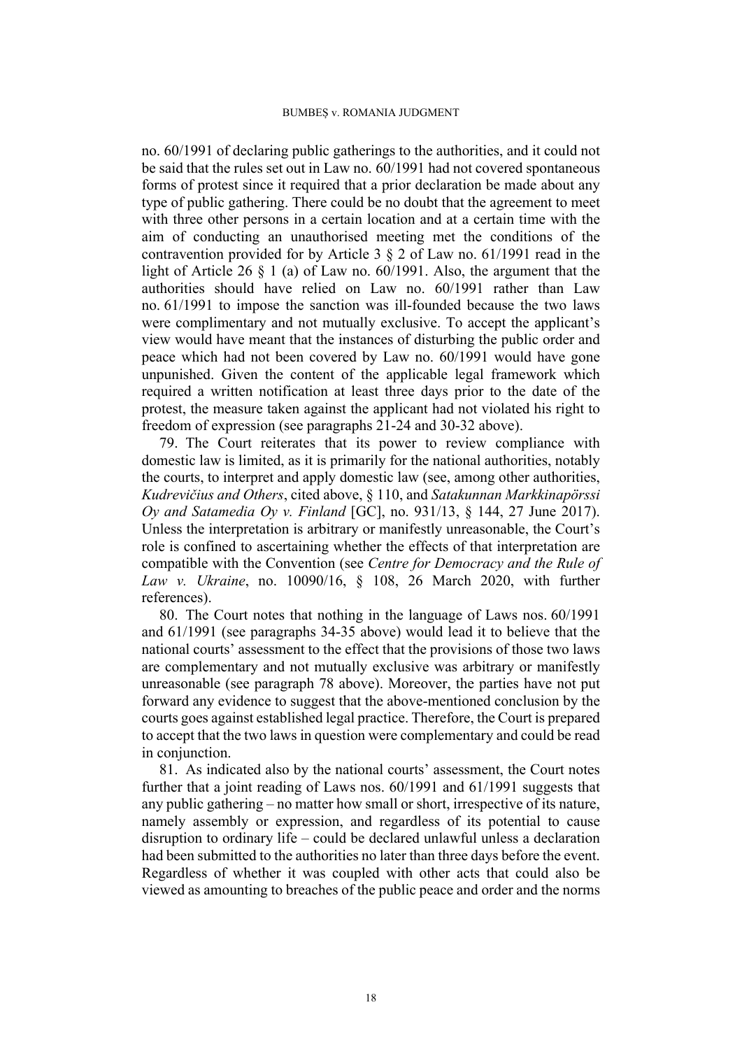no. 60/1991 of declaring public gatherings to the authorities, and it could not be said that the rules set out in Law no. 60/1991 had not covered spontaneous forms of protest since it required that a prior declaration be made about any type of public gathering. There could be no doubt that the agreement to meet with three other persons in a certain location and at a certain time with the aim of conducting an unauthorised meeting met the conditions of the contravention provided for by Article 3 § 2 of Law no. 61/1991 read in the light of Article 26 § 1 (a) of Law no. 60/1991. Also, the argument that the authorities should have relied on Law no. 60/1991 rather than Law no. 61/1991 to impose the sanction was ill-founded because the two laws were complimentary and not mutually exclusive. To accept the applicant's view would have meant that the instances of disturbing the public order and peace which had not been covered by Law no. 60/1991 would have gone unpunished. Given the content of the applicable legal framework which required a written notification at least three days prior to the date of the protest, the measure taken against the applicant had not violated his right to freedom of expression (see paragraphs 21-24 and 30-32 above).

79. The Court reiterates that its power to review compliance with domestic law is limited, as it is primarily for the national authorities, notably the courts, to interpret and apply domestic law (see, among other authorities, *Kudrevičius and Others*, cited above, § 110, and *Satakunnan Markkinapörssi Oy and Satamedia Oy v. Finland* [GC], no. 931/13, § 144, 27 June 2017). Unless the interpretation is arbitrary or manifestly unreasonable, the Court's role is confined to ascertaining whether the effects of that interpretation are compatible with the Convention (see *Centre for Democracy and the Rule of Law v. Ukraine*, no. 10090/16, § 108, 26 March 2020, with further references).

80. The Court notes that nothing in the language of Laws nos. 60/1991 and 61/1991 (see paragraphs 34-35 above) would lead it to believe that the national courts' assessment to the effect that the provisions of those two laws are complementary and not mutually exclusive was arbitrary or manifestly unreasonable (see paragraph 78 above). Moreover, the parties have not put forward any evidence to suggest that the above-mentioned conclusion by the courts goes against established legal practice. Therefore, the Court is prepared to accept that the two laws in question were complementary and could be read in conjunction.

81. As indicated also by the national courts' assessment, the Court notes further that a joint reading of Laws nos. 60/1991 and 61/1991 suggests that any public gathering – no matter how small or short, irrespective of its nature, namely assembly or expression, and regardless of its potential to cause disruption to ordinary life – could be declared unlawful unless a declaration had been submitted to the authorities no later than three days before the event. Regardless of whether it was coupled with other acts that could also be viewed as amounting to breaches of the public peace and order and the norms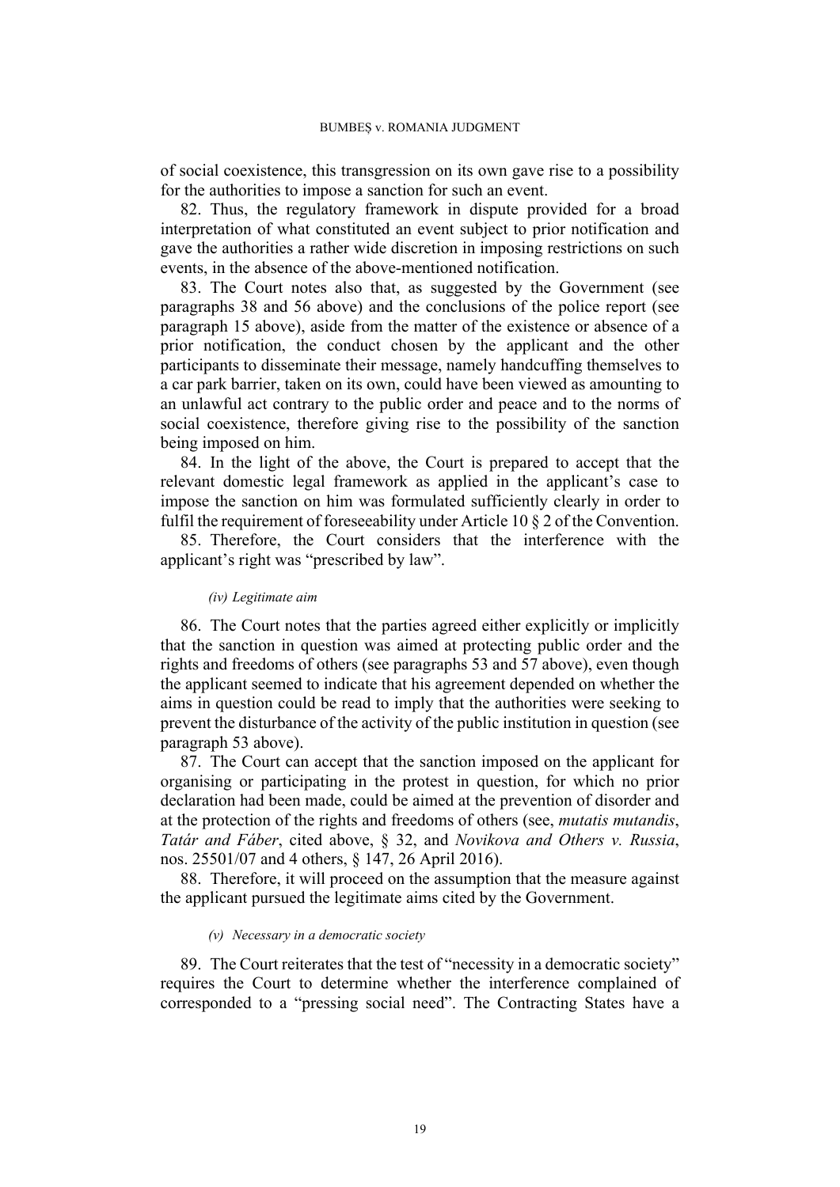of social coexistence, this transgression on its own gave rise to a possibility for the authorities to impose a sanction for such an event.

82. Thus, the regulatory framework in dispute provided for a broad interpretation of what constituted an event subject to prior notification and gave the authorities a rather wide discretion in imposing restrictions on such events, in the absence of the above-mentioned notification.

83. The Court notes also that, as suggested by the Government (see paragraphs 38 and 56 above) and the conclusions of the police report (see paragraph 15 above), aside from the matter of the existence or absence of a prior notification, the conduct chosen by the applicant and the other participants to disseminate their message, namely handcuffing themselves to a car park barrier, taken on its own, could have been viewed as amounting to an unlawful act contrary to the public order and peace and to the norms of social coexistence, therefore giving rise to the possibility of the sanction being imposed on him.

84. In the light of the above, the Court is prepared to accept that the relevant domestic legal framework as applied in the applicant's case to impose the sanction on him was formulated sufficiently clearly in order to fulfil the requirement of foreseeability under Article 10 § 2 of the Convention.

85. Therefore, the Court considers that the interference with the applicant's right was "prescribed by law".

*(iv) Legitimate aim*

86. The Court notes that the parties agreed either explicitly or implicitly that the sanction in question was aimed at protecting public order and the rights and freedoms of others (see paragraphs 53 and 57 above), even though the applicant seemed to indicate that his agreement depended on whether the aims in question could be read to imply that the authorities were seeking to prevent the disturbance of the activity of the public institution in question (see paragraph 53 above).

87. The Court can accept that the sanction imposed on the applicant for organising or participating in the protest in question, for which no prior declaration had been made, could be aimed at the prevention of disorder and at the protection of the rights and freedoms of others (see, *mutatis mutandis*, *Tatár and Fáber*, cited above, § 32, and *Novikova and Others v. Russia*, nos. 25501/07 and 4 others, § 147, 26 April 2016).

88. Therefore, it will proceed on the assumption that the measure against the applicant pursued the legitimate aims cited by the Government.

*(v) Necessary in a democratic society*

89. The Court reiterates that the test of "necessity in a democratic society" requires the Court to determine whether the interference complained of corresponded to a "pressing social need". The Contracting States have a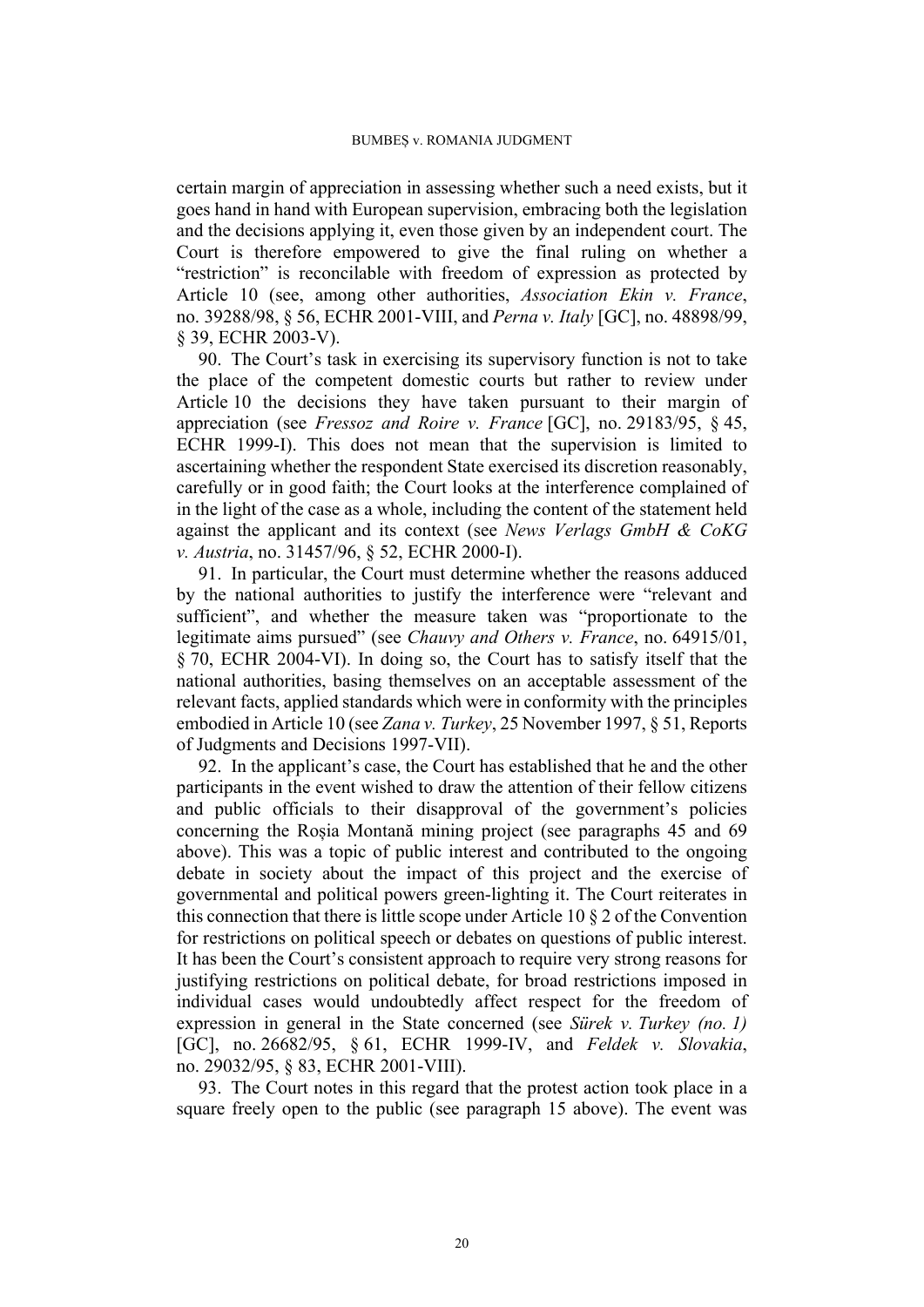certain margin of appreciation in assessing whether such a need exists, but it goes hand in hand with European supervision, embracing both the legislation and the decisions applying it, even those given by an independent court. The Court is therefore empowered to give the final ruling on whether a "restriction" is reconcilable with freedom of expression as protected by Article 10 (see, among other authorities, *Association Ekin v. France*, no. 39288/98, § 56, ECHR 2001-VIII, and *Perna v. Italy* [GC], no. 48898/99, § 39, ECHR 2003-V).

90. The Court's task in exercising its supervisory function is not to take the place of the competent domestic courts but rather to review under Article 10 the decisions they have taken pursuant to their margin of appreciation (see *Fressoz and Roire v. France* [GC], no. 29183/95, § 45, ECHR 1999-I). This does not mean that the supervision is limited to ascertaining whether the respondent State exercised its discretion reasonably, carefully or in good faith; the Court looks at the interference complained of in the light of the case as a whole, including the content of the statement held against the applicant and its context (see *News Verlags GmbH & CoKG v. Austria*, no. 31457/96, § 52, ECHR 2000-I).

91. In particular, the Court must determine whether the reasons adduced by the national authorities to justify the interference were "relevant and sufficient", and whether the measure taken was "proportionate to the legitimate aims pursued" (see *Chauvy and Others v. France*, no. 64915/01, § 70, ECHR 2004-VI). In doing so, the Court has to satisfy itself that the national authorities, basing themselves on an acceptable assessment of the relevant facts, applied standards which were in conformity with the principles embodied in Article 10 (see *Zana v. Turkey*, 25 November 1997, § 51, Reports of Judgments and Decisions 1997-VII).

92. In the applicant's case, the Court has established that he and the other participants in the event wished to draw the attention of their fellow citizens and public officials to their disapproval of the government's policies concerning the Roșia Montană mining project (see paragraphs 45 and 69 above). This was a topic of public interest and contributed to the ongoing debate in society about the impact of this project and the exercise of governmental and political powers green-lighting it. The Court reiterates in this connection that there is little scope under Article 10 § 2 of the Convention for restrictions on political speech or debates on questions of public interest. It has been the Court's consistent approach to require very strong reasons for justifying restrictions on political debate, for broad restrictions imposed in individual cases would undoubtedly affect respect for the freedom of expression in general in the State concerned (see *Sürek v. Turkey (no. 1)* [GC], no. 26682/95, § 61, ECHR 1999-IV, and *Feldek v. Slovakia*, no. 29032/95, § 83, ECHR 2001-VIII).

93. The Court notes in this regard that the protest action took place in a square freely open to the public (see paragraph 15 above). The event was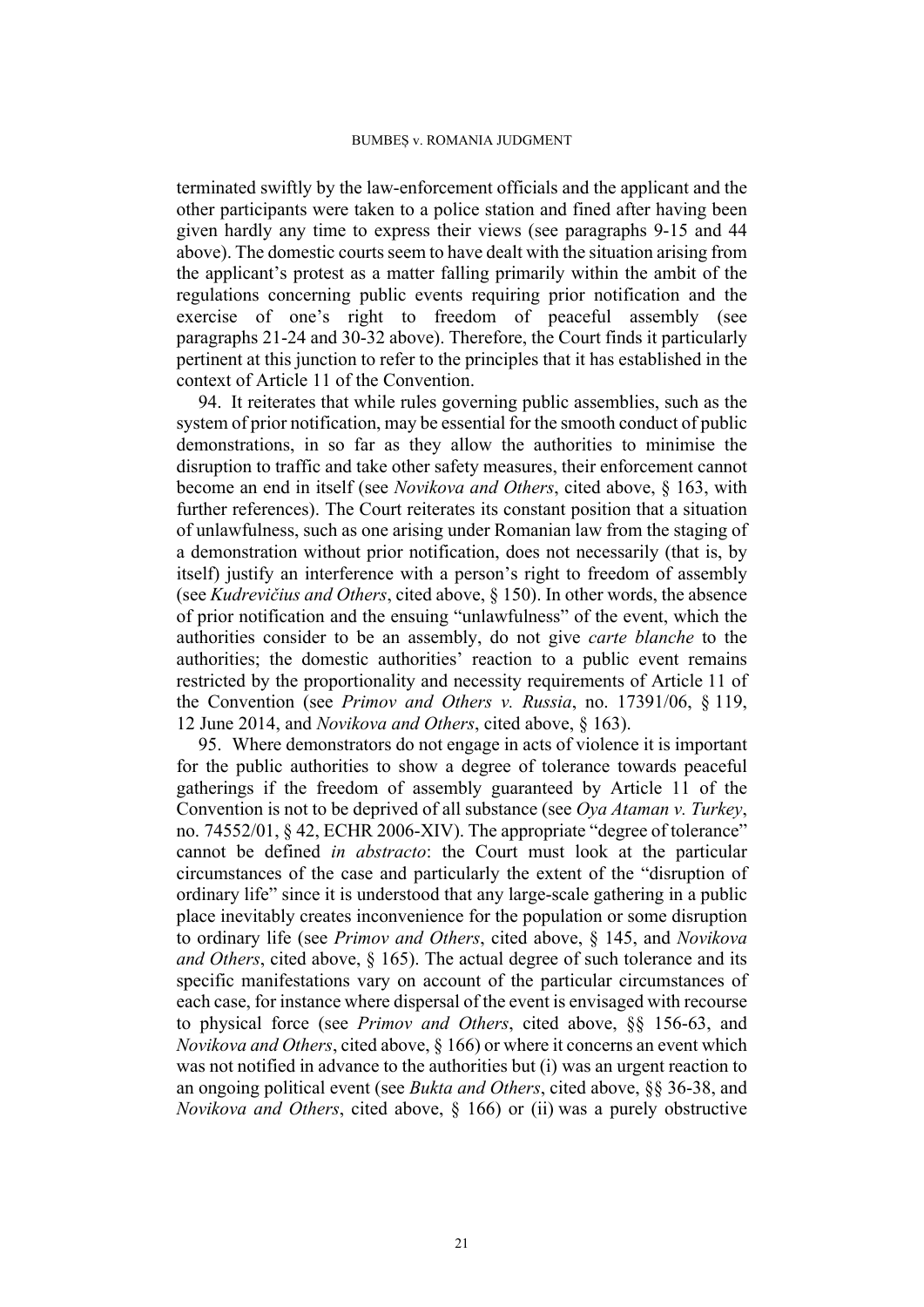terminated swiftly by the law-enforcement officials and the applicant and the other participants were taken to a police station and fined after having been given hardly any time to express their views (see paragraphs 9-15 and 44 above). The domestic courts seem to have dealt with the situation arising from the applicant's protest as a matter falling primarily within the ambit of the regulations concerning public events requiring prior notification and the exercise of one's right to freedom of peaceful assembly (see paragraphs 21-24 and 30-32 above). Therefore, the Court finds it particularly pertinent at this junction to refer to the principles that it has established in the context of Article 11 of the Convention.

94. It reiterates that while rules governing public assemblies, such as the system of prior notification, may be essential for the smooth conduct of public demonstrations, in so far as they allow the authorities to minimise the disruption to traffic and take other safety measures, their enforcement cannot become an end in itself (see *Novikova and Others*, cited above, § 163, with further references). The Court reiterates its constant position that a situation of unlawfulness, such as one arising under Romanian law from the staging of a demonstration without prior notification, does not necessarily (that is, by itself) justify an interference with a person's right to freedom of assembly (see *Kudrevičius and Others*, cited above, § 150). In other words, the absence of prior notification and the ensuing "unlawfulness" of the event, which the authorities consider to be an assembly, do not give *carte blanche* to the authorities; the domestic authorities' reaction to a public event remains restricted by the proportionality and necessity requirements of Article 11 of the Convention (see *Primov and Others v. Russia*, no. 17391/06, § 119, 12 June 2014, and *Novikova and Others*, cited above, § 163).

95. Where demonstrators do not engage in acts of violence it is important for the public authorities to show a degree of tolerance towards peaceful gatherings if the freedom of assembly guaranteed by Article 11 of the Convention is not to be deprived of all substance (see *Oya Ataman v. Turkey*, no. 74552/01, § 42, ECHR 2006-XIV). The appropriate "degree of tolerance" cannot be defined *in abstracto*: the Court must look at the particular circumstances of the case and particularly the extent of the "disruption of ordinary life" since it is understood that any large-scale gathering in a public place inevitably creates inconvenience for the population or some disruption to ordinary life (see *Primov and Others*, cited above, § 145, and *Novikova and Others*, cited above, § 165). The actual degree of such tolerance and its specific manifestations vary on account of the particular circumstances of each case, for instance where dispersal of the event is envisaged with recourse to physical force (see *Primov and Others*, cited above, §§ 156-63, and *Novikova and Others*, cited above, § 166) or where it concerns an event which was not notified in advance to the authorities but (i) was an urgent reaction to an ongoing political event (see *Bukta and Others*, cited above, §§ 36-38, and *Novikova and Others*, cited above, § 166) or (ii) was a purely obstructive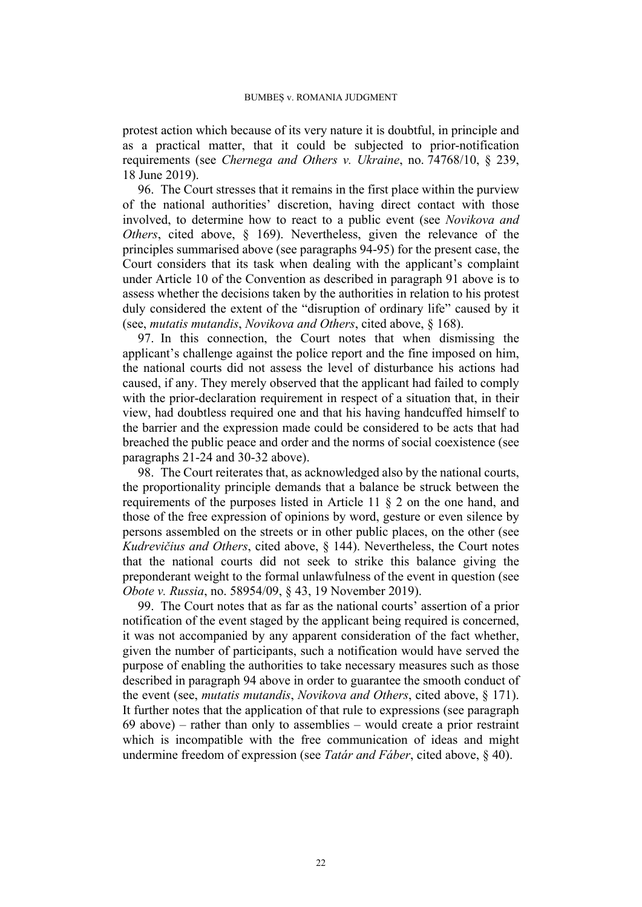protest action which because of its very nature it is doubtful, in principle and as a practical matter, that it could be subjected to prior-notification requirements (see *Chernega and Others v. Ukraine*, no. 74768/10, § 239, 18 June 2019).

96. The Court stresses that it remains in the first place within the purview of the national authorities' discretion, having direct contact with those involved, to determine how to react to a public event (see *Novikova and Others*, cited above, § 169). Nevertheless, given the relevance of the principles summarised above (see paragraphs 94-95) for the present case, the Court considers that its task when dealing with the applicant's complaint under Article 10 of the Convention as described in paragraph 91 above is to assess whether the decisions taken by the authorities in relation to his protest duly considered the extent of the "disruption of ordinary life" caused by it (see, *mutatis mutandis*, *Novikova and Others*, cited above, § 168).

97. In this connection, the Court notes that when dismissing the applicant's challenge against the police report and the fine imposed on him, the national courts did not assess the level of disturbance his actions had caused, if any. They merely observed that the applicant had failed to comply with the prior-declaration requirement in respect of a situation that, in their view, had doubtless required one and that his having handcuffed himself to the barrier and the expression made could be considered to be acts that had breached the public peace and order and the norms of social coexistence (see paragraphs 21-24 and 30-32 above).

98. The Court reiterates that, as acknowledged also by the national courts, the proportionality principle demands that a balance be struck between the requirements of the purposes listed in Article 11 § 2 on the one hand, and those of the free expression of opinions by word, gesture or even silence by persons assembled on the streets or in other public places, on the other (see *Kudrevičius and Others*, cited above, § 144). Nevertheless, the Court notes that the national courts did not seek to strike this balance giving the preponderant weight to the formal unlawfulness of the event in question (see *Obote v. Russia*, no. 58954/09, § 43, 19 November 2019).

99. The Court notes that as far as the national courts' assertion of a prior notification of the event staged by the applicant being required is concerned, it was not accompanied by any apparent consideration of the fact whether, given the number of participants, such a notification would have served the purpose of enabling the authorities to take necessary measures such as those described in paragraph 94 above in order to guarantee the smooth conduct of the event (see, *mutatis mutandis*, *Novikova and Others*, cited above, § 171). It further notes that the application of that rule to expressions (see paragraph 69 above) – rather than only to assemblies – would create a prior restraint which is incompatible with the free communication of ideas and might undermine freedom of expression (see *Tatár and Fáber*, cited above, § 40).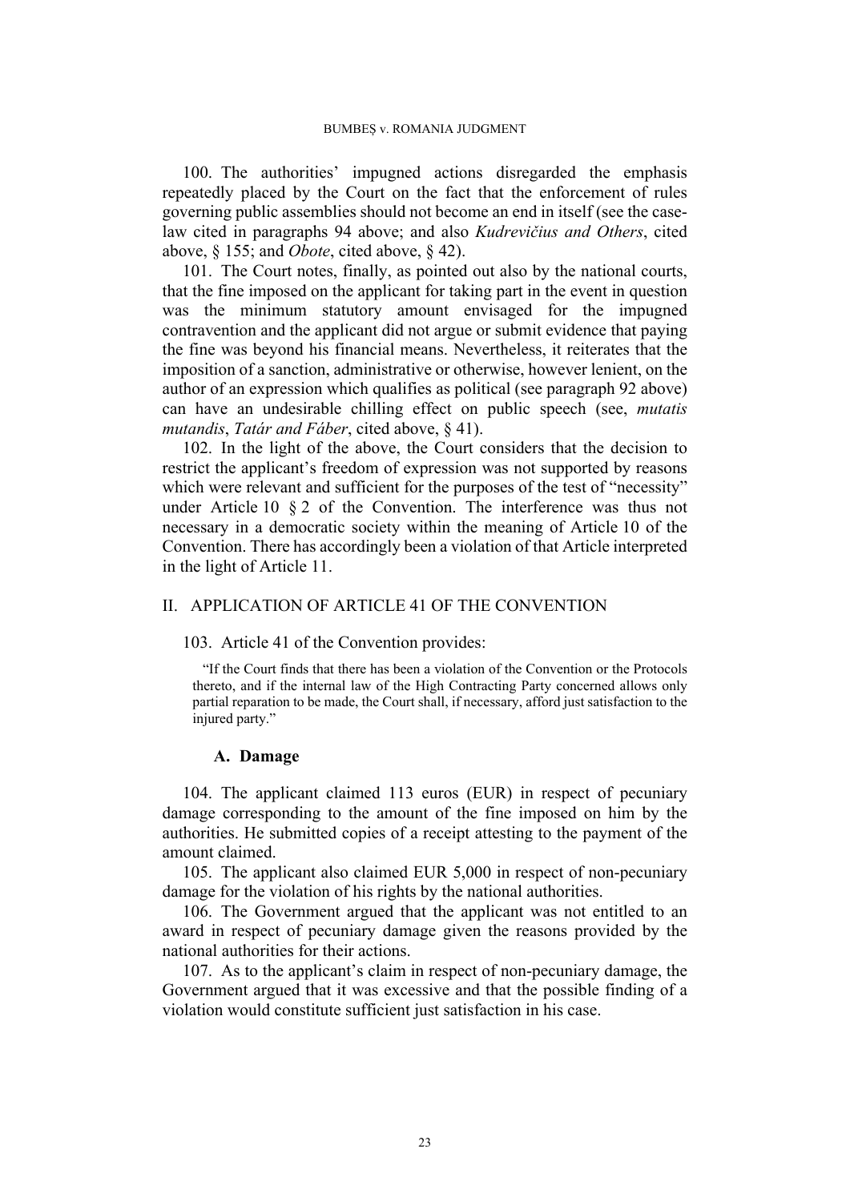100. The authorities' impugned actions disregarded the emphasis repeatedly placed by the Court on the fact that the enforcement of rules governing public assemblies should not become an end in itself (see the case-law cited in paragraphs 94 above; and also *Kudrevičius and Others*, cited above, § 155; and *Obote*, cited above, § 42).

101. The Court notes, finally, as pointed out also by the national courts, that the fine imposed on the applicant for taking part in the event in question was the minimum statutory amount envisaged for the impugned contravention and the applicant did not argue or submit evidence that paying the fine was beyond his financial means. Nevertheless, it reiterates that the imposition of a sanction, administrative or otherwise, however lenient, on the author of an expression which qualifies as political (see paragraph 92 above) can have an undesirable chilling effect on public speech (see, *mutatis mutandis*, *Tatár and Fáber*, cited above, § 41).

102. In the light of the above, the Court considers that the decision to restrict the applicant's freedom of expression was not supported by reasons which were relevant and sufficient for the purposes of the test of "necessity" under Article 10 § 2 of the Convention. The interference was thus not necessary in a democratic society within the meaning of Article 10 of the Convention. There has accordingly been a violation of that Article interpreted in the light of Article 11.

## II. APPLICATION OF ARTICLE 41 OF THE CONVENTION

103. Article 41 of the Convention provides:

> "If the Court finds that there has been a violation of the Convention or the Protocols thereto, and if the internal law of the High Contracting Party concerned allows only partial reparation to be made, the Court shall, if necessary, afford just satisfaction to the injured party."

### A. Damage

104. The applicant claimed 113 euros (EUR) in respect of pecuniary damage corresponding to the amount of the fine imposed on him by the authorities. He submitted copies of a receipt attesting to the payment of the amount claimed.

105. The applicant also claimed EUR 5,000 in respect of non-pecuniary damage for the violation of his rights by the national authorities.

106. The Government argued that the applicant was not entitled to an award in respect of pecuniary damage given the reasons provided by the national authorities for their actions.

107. As to the applicant's claim in respect of non-pecuniary damage, the Government argued that it was excessive and that the possible finding of a violation would constitute sufficient just satisfaction in his case.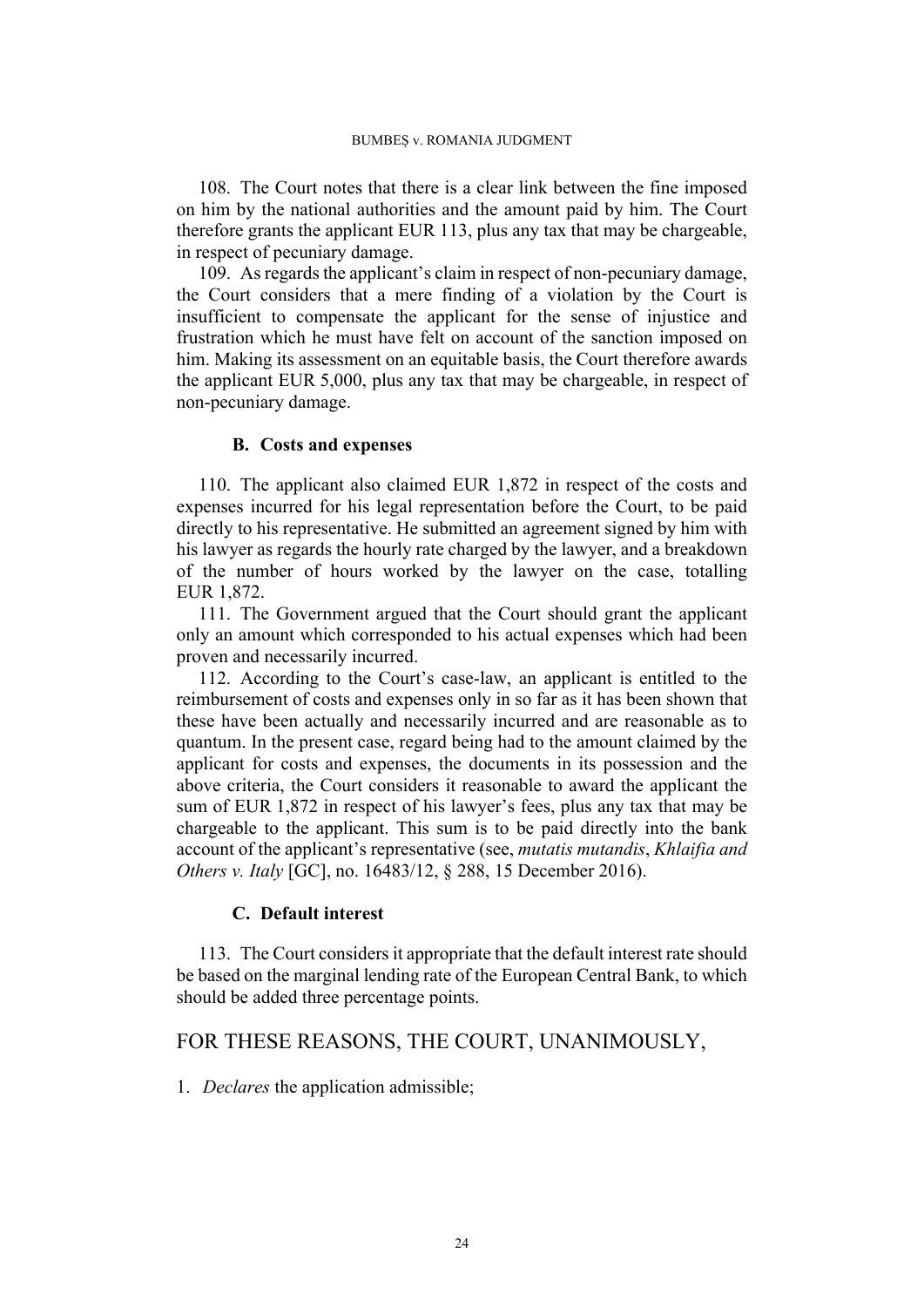108. The Court notes that there is a clear link between the fine imposed on him by the national authorities and the amount paid by him. The Court therefore grants the applicant EUR 113, plus any tax that may be chargeable, in respect of pecuniary damage.

109. As regards the applicant's claim in respect of non-pecuniary damage, the Court considers that a mere finding of a violation by the Court is insufficient to compensate the applicant for the sense of injustice and frustration which he must have felt on account of the sanction imposed on him. Making its assessment on an equitable basis, the Court therefore awards the applicant EUR 5,000, plus any tax that may be chargeable, in respect of non-pecuniary damage.

### B. Costs and expenses

110. The applicant also claimed EUR 1,872 in respect of the costs and expenses incurred for his legal representation before the Court, to be paid directly to his representative. He submitted an agreement signed by him with his lawyer as regards the hourly rate charged by the lawyer, and a breakdown of the number of hours worked by the lawyer on the case, totalling EUR 1,872.

111. The Government argued that the Court should grant the applicant only an amount which corresponded to his actual expenses which had been proven and necessarily incurred.

112. According to the Court's case-law, an applicant is entitled to the reimbursement of costs and expenses only in so far as it has been shown that these have been actually and necessarily incurred and are reasonable as to quantum. In the present case, regard being had to the amount claimed by the applicant for costs and expenses, the documents in its possession and the above criteria, the Court considers it reasonable to award the applicant the sum of EUR 1,872 in respect of his lawyer's fees, plus any tax that may be chargeable to the applicant. This sum is to be paid directly into the bank account of the applicant's representative (see, *mutatis mutandis*, *Khlaifia and Others v. Italy* [GC], no. 16483/12, § 288, 15 December 2016).

### C. Default interest

113. The Court considers it appropriate that the default interest rate should be based on the marginal lending rate of the European Central Bank, to which should be added three percentage points.

## FOR THESE REASONS, THE COURT, UNANIMOUSLY,

1. *Declares* the application admissible;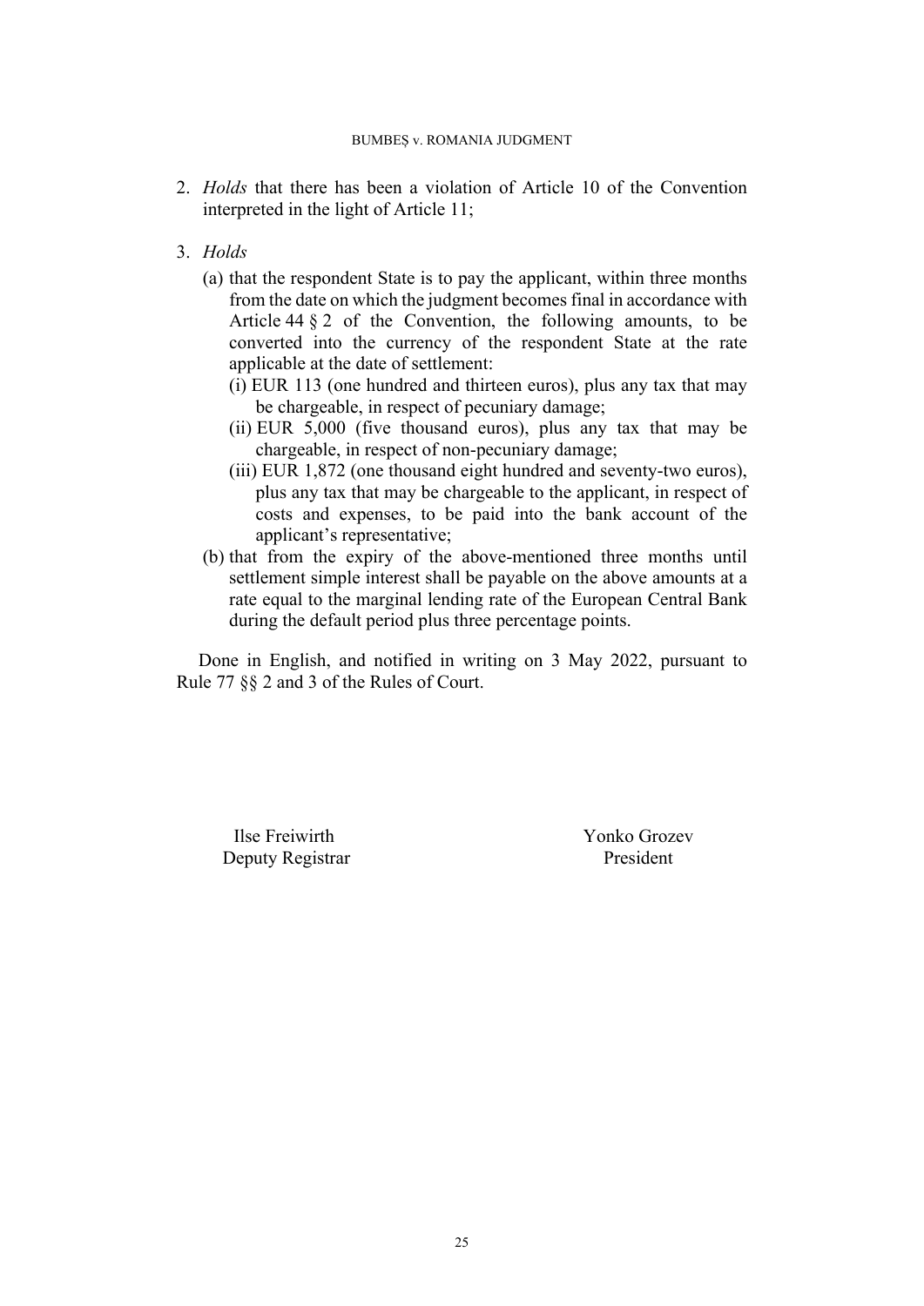2. *Holds* that there has been a violation of Article 10 of the Convention interpreted in the light of Article 11;

3. *Holds*

   (a) that the respondent State is to pay the applicant, within three months from the date on which the judgment becomes final in accordance with Article 44 § 2 of the Convention, the following amounts, to be converted into the currency of the respondent State at the rate applicable at the date of settlement:

      (i) EUR 113 (one hundred and thirteen euros), plus any tax that may be chargeable, in respect of pecuniary damage;

      (ii) EUR 5,000 (five thousand euros), plus any tax that may be chargeable, in respect of non-pecuniary damage;

      (iii) EUR 1,872 (one thousand eight hundred and seventy-two euros), plus any tax that may be chargeable to the applicant, in respect of costs and expenses, to be paid into the bank account of the applicant's representative;

   (b) that from the expiry of the above-mentioned three months until settlement simple interest shall be payable on the above amounts at a rate equal to the marginal lending rate of the European Central Bank during the default period plus three percentage points.

Done in English, and notified in writing on 3 May 2022, pursuant to Rule 77 §§ 2 and 3 of the Rules of Court.

Ilse Freiwirth
Deputy Registrar

Yonko Grozev
President